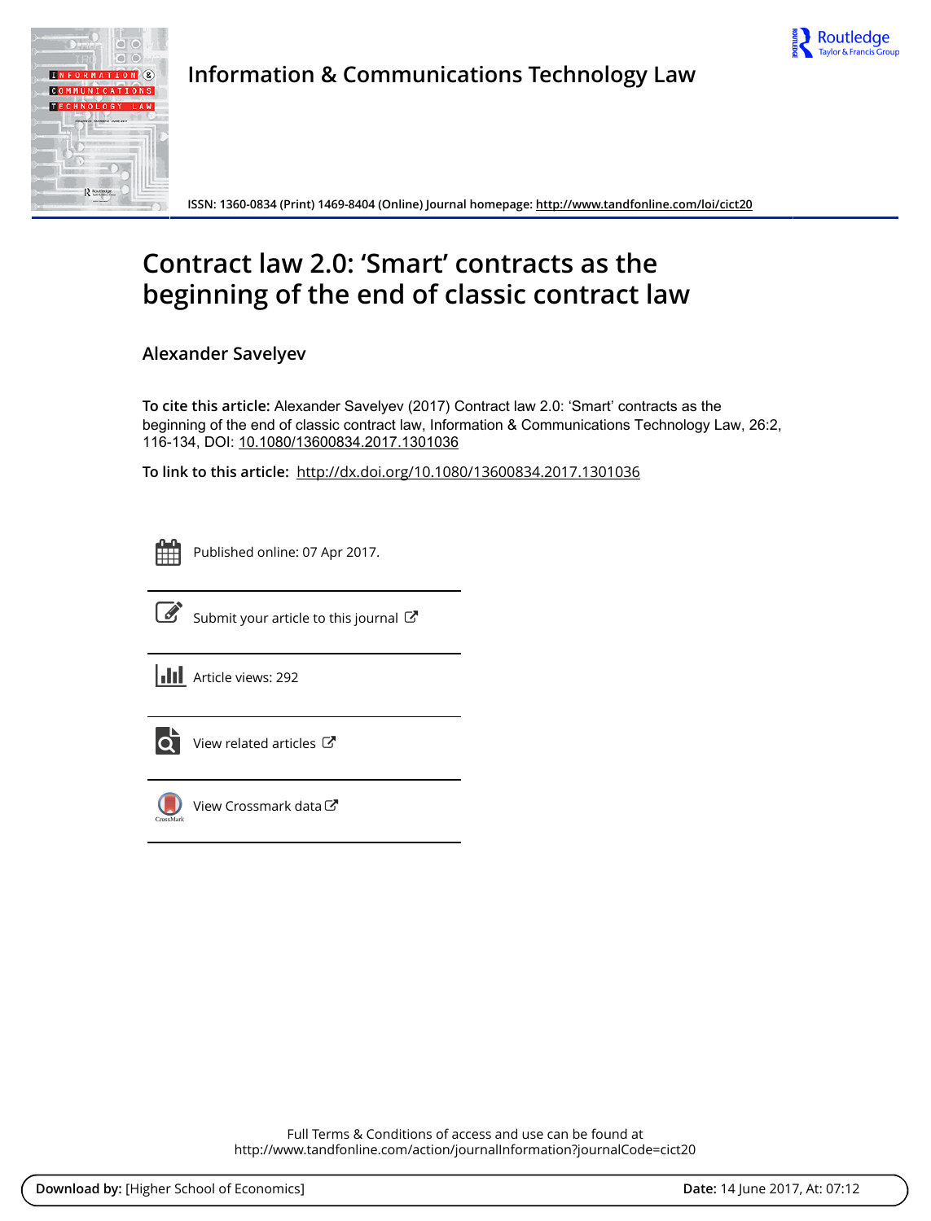**Information & Communications Technology Law**

ISSN: 1360-0834 (Print) 1469-8404 (Online) Journal homepage: http://www.tandfonline.com/loi/cict20

# Contract law 2.0: 'Smart' contracts as the beginning of the end of classic contract law

**Alexander Savelyev**

**To cite this article:** Alexander Savelyev (2017) Contract law 2.0: 'Smart' contracts as the beginning of the end of classic contract law, Information & Communications Technology Law, 26:2, 116-134, DOI: 10.1080/13600834.2017.1301036

**To link to this article:** http://dx.doi.org/10.1080/13600834.2017.1301036

Published online: 07 Apr 2017.

Submit your article to this journal

Article views: 292

View related articles

View Crossmark data

Full Terms & Conditions of access and use can be found at
http://www.tandfonline.com/action/journalInformation?journalCode=cict20

**Download by:** [Higher School of Economics] **Date:** 14 June 2017, At: 07:12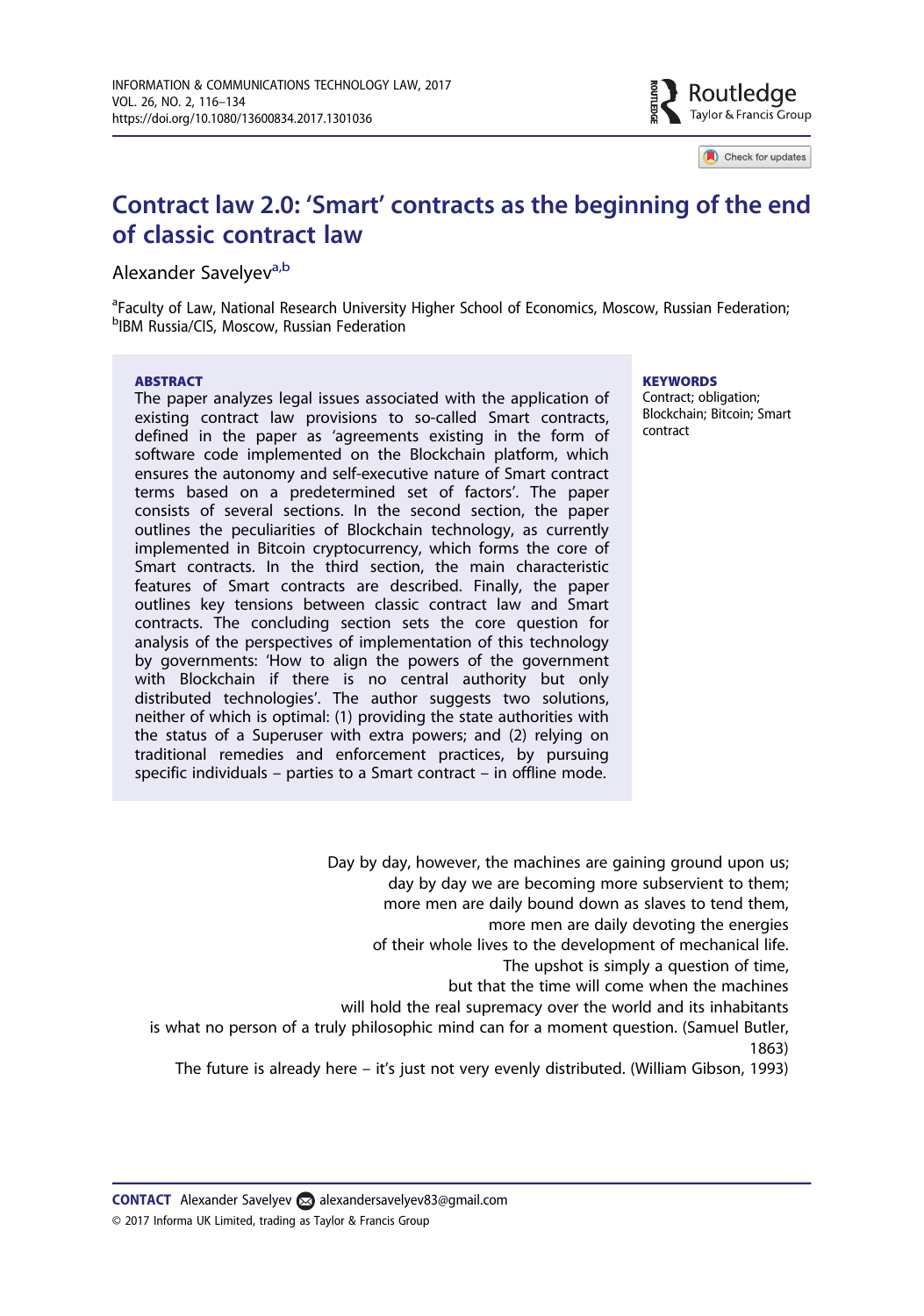# Contract law 2.0: 'Smart' contracts as the beginning of the end of classic contract law

Alexander Savelyev[a,b]

[a]Faculty of Law, National Research University Higher School of Economics, Moscow, Russian Federation; [b]IBM Russia/CIS, Moscow, Russian Federation

**ABSTRACT**

The paper analyzes legal issues associated with the application of existing contract law provisions to so-called Smart contracts, defined in the paper as 'agreements existing in the form of software code implemented on the Blockchain platform, which ensures the autonomy and self-executive nature of Smart contract terms based on a predetermined set of factors'. The paper consists of several sections. In the second section, the paper outlines the peculiarities of Blockchain technology, as currently implemented in Bitcoin cryptocurrency, which forms the core of Smart contracts. In the third section, the main characteristic features of Smart contracts are described. Finally, the paper outlines key tensions between classic contract law and Smart contracts. The concluding section sets the core question for analysis of the perspectives of implementation of this technology by governments: 'How to align the powers of the government with Blockchain if there is no central authority but only distributed technologies'. The author suggests two solutions, neither of which is optimal: (1) providing the state authorities with the status of a Superuser with extra powers; and (2) relying on traditional remedies and enforcement practices, by pursuing specific individuals – parties to a Smart contract – in offline mode.

**KEYWORDS**

Contract; obligation; Blockchain; Bitcoin; Smart contract

> Day by day, however, the machines are gaining ground upon us;
> day by day we are becoming more subservient to them;
> more men are daily bound down as slaves to tend them,
> more men are daily devoting the energies
> of their whole lives to the development of mechanical life.
> The upshot is simply a question of time,
> but that the time will come when the machines
> will hold the real supremacy over the world and its inhabitants
> is what no person of a truly philosophic mind can for a moment question. (Samuel Butler, 1863)
>
> The future is already here – it's just not very evenly distributed. (William Gibson, 1993)

**CONTACT** Alexander Savelyev alexandersavelyev83@gmail.com

© 2017 Informa UK Limited, trading as Taylor & Francis Group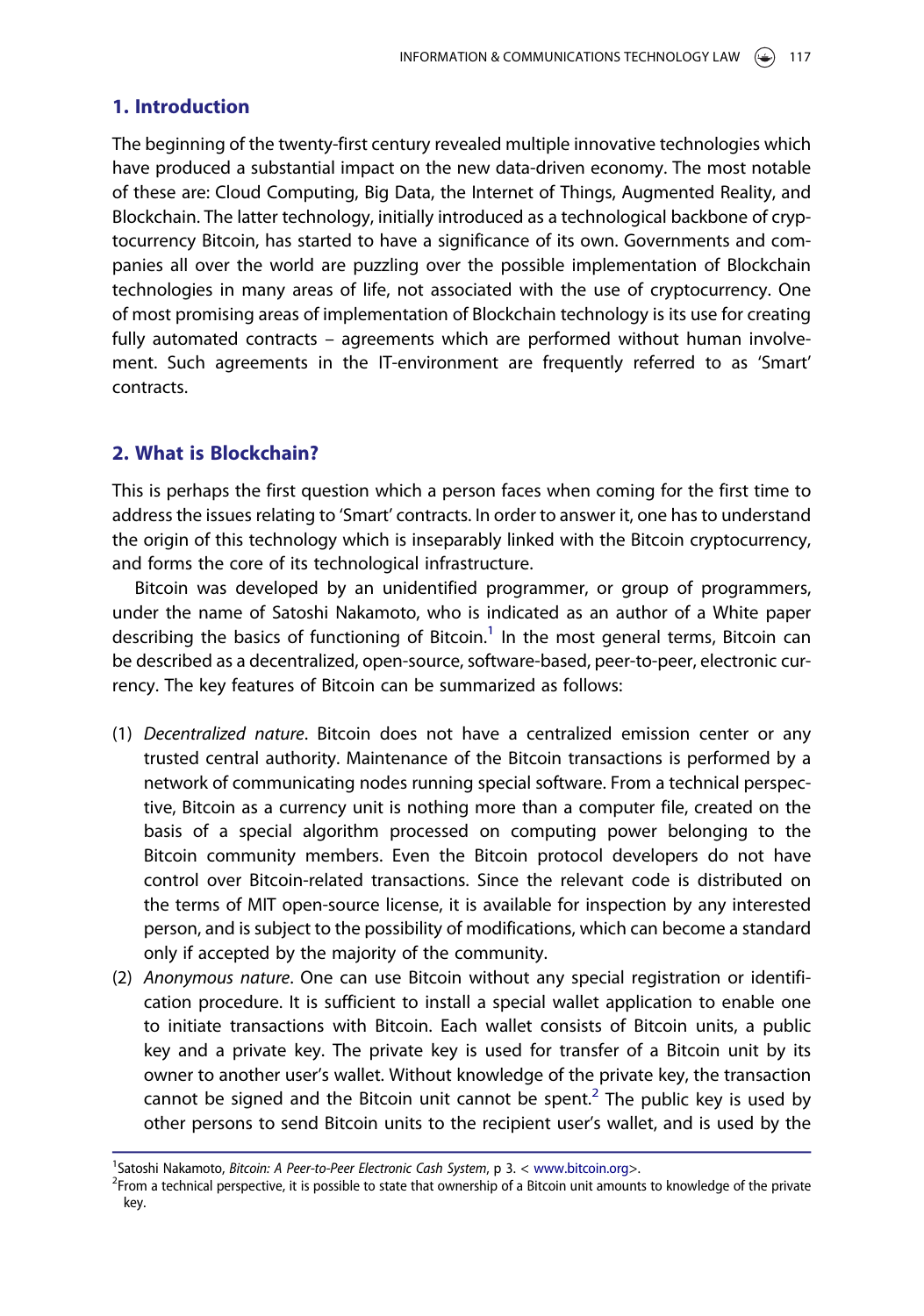## 1. Introduction

The beginning of the twenty-first century revealed multiple innovative technologies which have produced a substantial impact on the new data-driven economy. The most notable of these are: Cloud Computing, Big Data, the Internet of Things, Augmented Reality, and Blockchain. The latter technology, initially introduced as a technological backbone of cryptocurrency Bitcoin, has started to have a significance of its own. Governments and companies all over the world are puzzling over the possible implementation of Blockchain technologies in many areas of life, not associated with the use of cryptocurrency. One of most promising areas of implementation of Blockchain technology is its use for creating fully automated contracts – agreements which are performed without human involvement. Such agreements in the IT-environment are frequently referred to as 'Smart' contracts.

## 2. What is Blockchain?

This is perhaps the first question which a person faces when coming for the first time to address the issues relating to 'Smart' contracts. In order to answer it, one has to understand the origin of this technology which is inseparably linked with the Bitcoin cryptocurrency, and forms the core of its technological infrastructure.

Bitcoin was developed by an unidentified programmer, or group of programmers, under the name of Satoshi Nakamoto, who is indicated as an author of a White paper describing the basics of functioning of Bitcoin.[1] In the most general terms, Bitcoin can be described as a decentralized, open-source, software-based, peer-to-peer, electronic currency. The key features of Bitcoin can be summarized as follows:

(1) *Decentralized nature*. Bitcoin does not have a centralized emission center or any trusted central authority. Maintenance of the Bitcoin transactions is performed by a network of communicating nodes running special software. From a technical perspective, Bitcoin as a currency unit is nothing more than a computer file, created on the basis of a special algorithm processed on computing power belonging to the Bitcoin community members. Even the Bitcoin protocol developers do not have control over Bitcoin-related transactions. Since the relevant code is distributed on the terms of MIT open-source license, it is available for inspection by any interested person, and is subject to the possibility of modifications, which can become a standard only if accepted by the majority of the community.

(2) *Anonymous nature*. One can use Bitcoin without any special registration or identification procedure. It is sufficient to install a special wallet application to enable one to initiate transactions with Bitcoin. Each wallet consists of Bitcoin units, a public key and a private key. The private key is used for transfer of a Bitcoin unit by its owner to another user's wallet. Without knowledge of the private key, the transaction cannot be signed and the Bitcoin unit cannot be spent.[2] The public key is used by other persons to send Bitcoin units to the recipient user's wallet, and is used by the

---

[1] Satoshi Nakamoto, *Bitcoin: A Peer-to-Peer Electronic Cash System*, p 3. < www.bitcoin.org>.

[2] From a technical perspective, it is possible to state that ownership of a Bitcoin unit amounts to knowledge of the private key.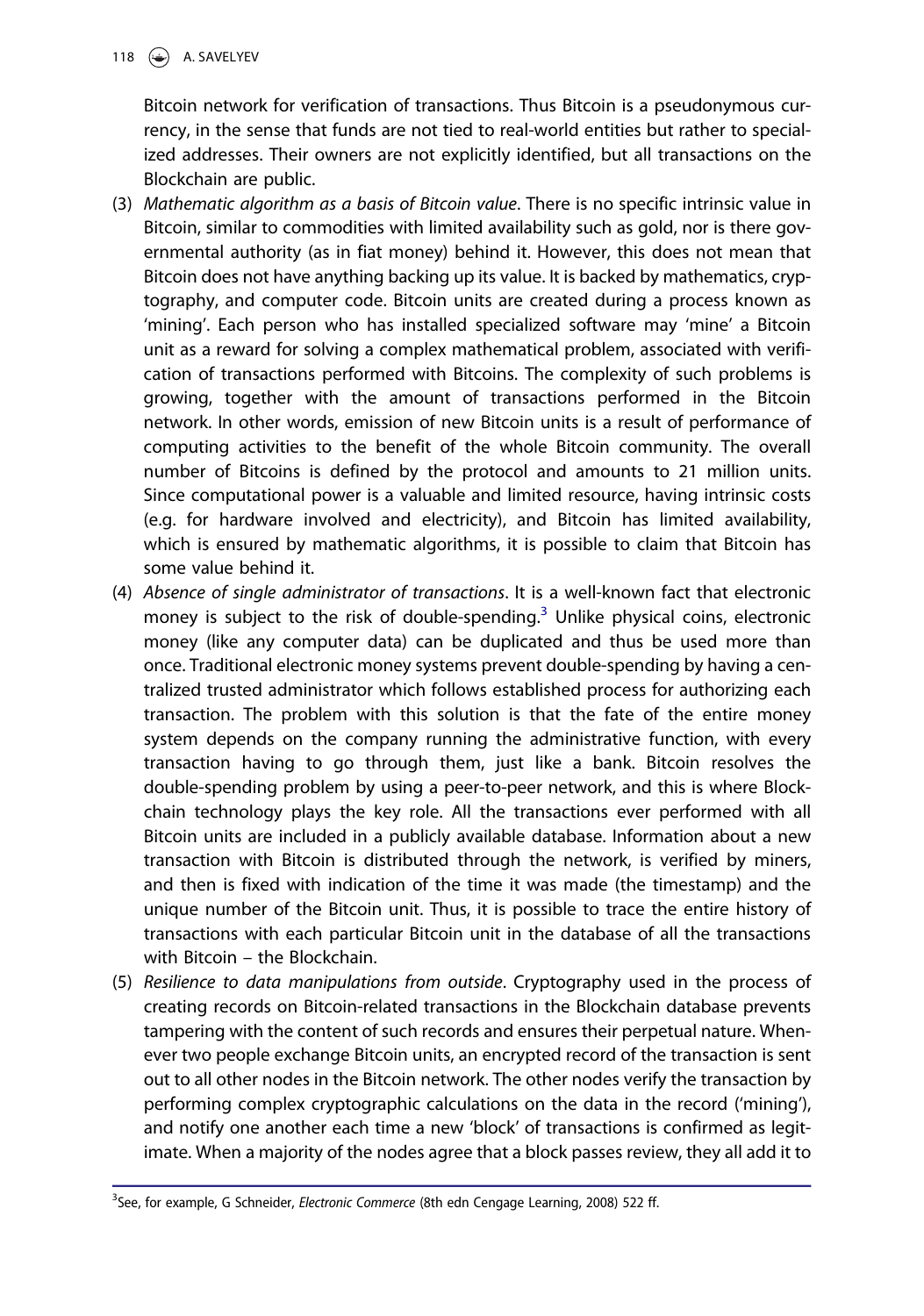Bitcoin network for verification of transactions. Thus Bitcoin is a pseudonymous currency, in the sense that funds are not tied to real-world entities but rather to specialized addresses. Their owners are not explicitly identified, but all transactions on the Blockchain are public.

(3) *Mathematic algorithm as a basis of Bitcoin value*. There is no specific intrinsic value in Bitcoin, similar to commodities with limited availability such as gold, nor is there governmental authority (as in fiat money) behind it. However, this does not mean that Bitcoin does not have anything backing up its value. It is backed by mathematics, cryptography, and computer code. Bitcoin units are created during a process known as 'mining'. Each person who has installed specialized software may 'mine' a Bitcoin unit as a reward for solving a complex mathematical problem, associated with verification of transactions performed with Bitcoins. The complexity of such problems is growing, together with the amount of transactions performed in the Bitcoin network. In other words, emission of new Bitcoin units is a result of performance of computing activities to the benefit of the whole Bitcoin community. The overall number of Bitcoins is defined by the protocol and amounts to 21 million units. Since computational power is a valuable and limited resource, having intrinsic costs (e.g. for hardware involved and electricity), and Bitcoin has limited availability, which is ensured by mathematic algorithms, it is possible to claim that Bitcoin has some value behind it.

(4) *Absence of single administrator of transactions*. It is a well-known fact that electronic money is subject to the risk of double-spending.[3] Unlike physical coins, electronic money (like any computer data) can be duplicated and thus be used more than once. Traditional electronic money systems prevent double-spending by having a centralized trusted administrator which follows established process for authorizing each transaction. The problem with this solution is that the fate of the entire money system depends on the company running the administrative function, with every transaction having to go through them, just like a bank. Bitcoin resolves the double-spending problem by using a peer-to-peer network, and this is where Blockchain technology plays the key role. All the transactions ever performed with all Bitcoin units are included in a publicly available database. Information about a new transaction with Bitcoin is distributed through the network, is verified by miners, and then is fixed with indication of the time it was made (the timestamp) and the unique number of the Bitcoin unit. Thus, it is possible to trace the entire history of transactions with each particular Bitcoin unit in the database of all the transactions with Bitcoin – the Blockchain.

(5) *Resilience to data manipulations from outside*. Cryptography used in the process of creating records on Bitcoin-related transactions in the Blockchain database prevents tampering with the content of such records and ensures their perpetual nature. Whenever two people exchange Bitcoin units, an encrypted record of the transaction is sent out to all other nodes in the Bitcoin network. The other nodes verify the transaction by performing complex cryptographic calculations on the data in the record ('mining'), and notify one another each time a new 'block' of transactions is confirmed as legitimate. When a majority of the nodes agree that a block passes review, they all add it to

[3] See, for example, G Schneider, *Electronic Commerce* (8th edn Cengage Learning, 2008) 522 ff.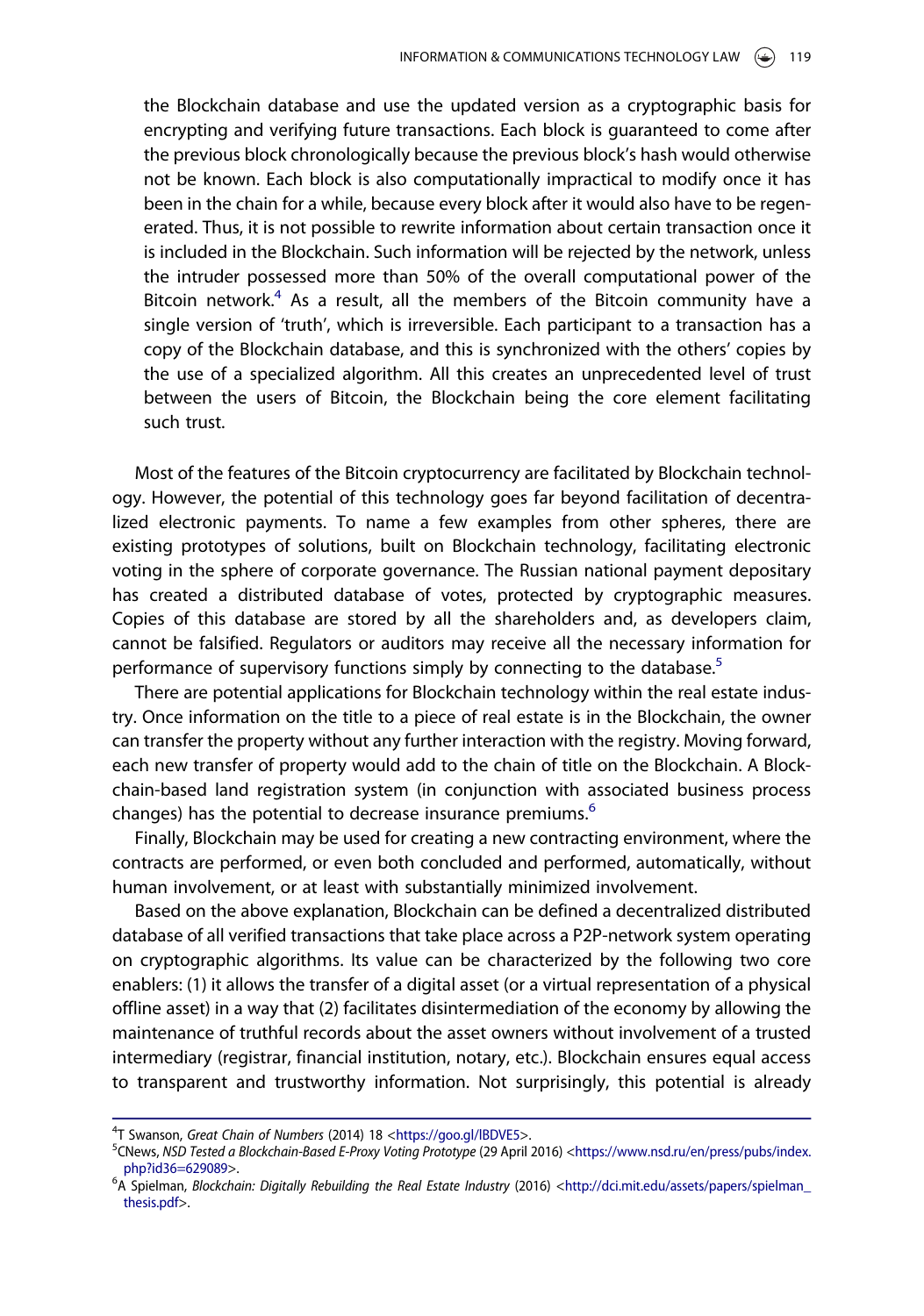the Blockchain database and use the updated version as a cryptographic basis for encrypting and verifying future transactions. Each block is guaranteed to come after the previous block chronologically because the previous block's hash would otherwise not be known. Each block is also computationally impractical to modify once it has been in the chain for a while, because every block after it would also have to be regenerated. Thus, it is not possible to rewrite information about certain transaction once it is included in the Blockchain. Such information will be rejected by the network, unless the intruder possessed more than 50% of the overall computational power of the Bitcoin network.[4] As a result, all the members of the Bitcoin community have a single version of 'truth', which is irreversible. Each participant to a transaction has a copy of the Blockchain database, and this is synchronized with the others' copies by the use of a specialized algorithm. All this creates an unprecedented level of trust between the users of Bitcoin, the Blockchain being the core element facilitating such trust.

Most of the features of the Bitcoin cryptocurrency are facilitated by Blockchain technology. However, the potential of this technology goes far beyond facilitation of decentralized electronic payments. To name a few examples from other spheres, there are existing prototypes of solutions, built on Blockchain technology, facilitating electronic voting in the sphere of corporate governance. The Russian national payment depositary has created a distributed database of votes, protected by cryptographic measures. Copies of this database are stored by all the shareholders and, as developers claim, cannot be falsified. Regulators or auditors may receive all the necessary information for performance of supervisory functions simply by connecting to the database.[5]

There are potential applications for Blockchain technology within the real estate industry. Once information on the title to a piece of real estate is in the Blockchain, the owner can transfer the property without any further interaction with the registry. Moving forward, each new transfer of property would add to the chain of title on the Blockchain. A Blockchain-based land registration system (in conjunction with associated business process changes) has the potential to decrease insurance premiums.[6]

Finally, Blockchain may be used for creating a new contracting environment, where the contracts are performed, or even both concluded and performed, automatically, without human involvement, or at least with substantially minimized involvement.

Based on the above explanation, Blockchain can be defined a decentralized distributed database of all verified transactions that take place across a P2P-network system operating on cryptographic algorithms. Its value can be characterized by the following two core enablers: (1) it allows the transfer of a digital asset (or a virtual representation of a physical offline asset) in a way that (2) facilitates disintermediation of the economy by allowing the maintenance of truthful records about the asset owners without involvement of a trusted intermediary (registrar, financial institution, notary, etc.). Blockchain ensures equal access to transparent and trustworthy information. Not surprisingly, this potential is already

---

[4] T Swanson, *Great Chain of Numbers* (2014) 18 <https://goo.gl/lBDVE5>.

[5] CNews, *NSD Tested a Blockchain-Based E-Proxy Voting Prototype* (29 April 2016) <https://www.nsd.ru/en/press/pubs/index.php?id36=629089>.

[6] A Spielman, *Blockchain: Digitally Rebuilding the Real Estate Industry* (2016) <http://dci.mit.edu/assets/papers/spielman_thesis.pdf>.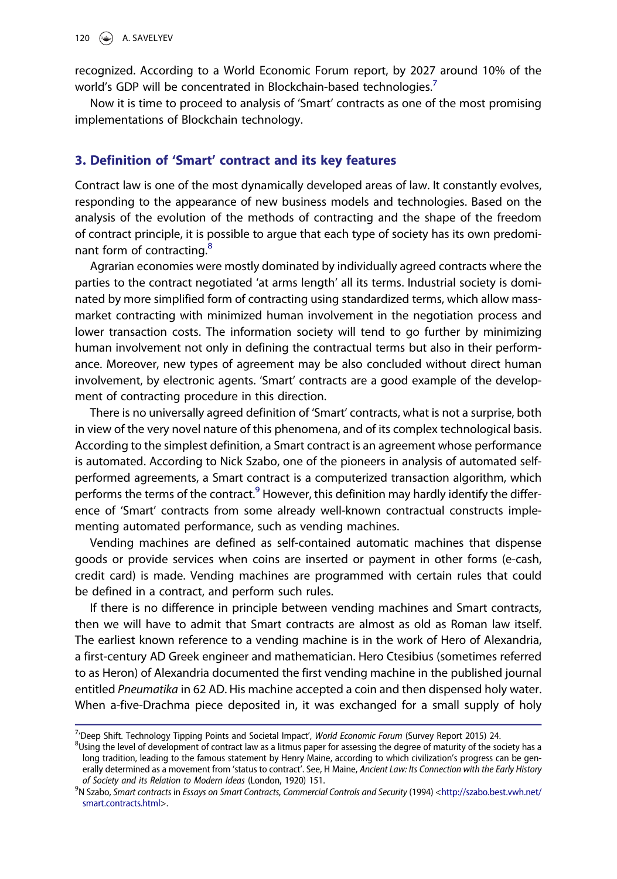recognized. According to a World Economic Forum report, by 2027 around 10% of the world's GDP will be concentrated in Blockchain-based technologies.[7]

Now it is time to proceed to analysis of 'Smart' contracts as one of the most promising implementations of Blockchain technology.

## 3. Definition of 'Smart' contract and its key features

Contract law is one of the most dynamically developed areas of law. It constantly evolves, responding to the appearance of new business models and technologies. Based on the analysis of the evolution of the methods of contracting and the shape of the freedom of contract principle, it is possible to argue that each type of society has its own predominant form of contracting.[8]

Agrarian economies were mostly dominated by individually agreed contracts where the parties to the contract negotiated 'at arms length' all its terms. Industrial society is dominated by more simplified form of contracting using standardized terms, which allow mass-market contracting with minimized human involvement in the negotiation process and lower transaction costs. The information society will tend to go further by minimizing human involvement not only in defining the contractual terms but also in their performance. Moreover, new types of agreement may be also concluded without direct human involvement, by electronic agents. 'Smart' contracts are a good example of the development of contracting procedure in this direction.

There is no universally agreed definition of 'Smart' contracts, what is not a surprise, both in view of the very novel nature of this phenomena, and of its complex technological basis. According to the simplest definition, a Smart contract is an agreement whose performance is automated. According to Nick Szabo, one of the pioneers in analysis of automated self-performed agreements, a Smart contract is a computerized transaction algorithm, which performs the terms of the contract.[9] However, this definition may hardly identify the difference of 'Smart' contracts from some already well-known contractual constructs implementing automated performance, such as vending machines.

Vending machines are defined as self-contained automatic machines that dispense goods or provide services when coins are inserted or payment in other forms (e-cash, credit card) is made. Vending machines are programmed with certain rules that could be defined in a contract, and perform such rules.

If there is no difference in principle between vending machines and Smart contracts, then we will have to admit that Smart contracts are almost as old as Roman law itself. The earliest known reference to a vending machine is in the work of Hero of Alexandria, a first-century AD Greek engineer and mathematician. Hero Ctesibius (sometimes referred to as Heron) of Alexandria documented the first vending machine in the published journal entitled *Pneumatika* in 62 AD. His machine accepted a coin and then dispensed holy water. When a-five-Drachma piece deposited in, it was exchanged for a small supply of holy

---

[7] 'Deep Shift. Technology Tipping Points and Societal Impact', *World Economic Forum* (Survey Report 2015) 24.

[8] Using the level of development of contract law as a litmus paper for assessing the degree of maturity of the society has a long tradition, leading to the famous statement by Henry Maine, according to which civilization's progress can be generally determined as a movement from 'status to contract'. See, H Maine, *Ancient Law: Its Connection with the Early History of Society and its Relation to Modern Ideas* (London, 1920) 151.

[9] N Szabo, *Smart contracts* in *Essays on Smart Contracts, Commercial Controls and Security* (1994) <http://szabo.best.vwh.net/smart.contracts.html>.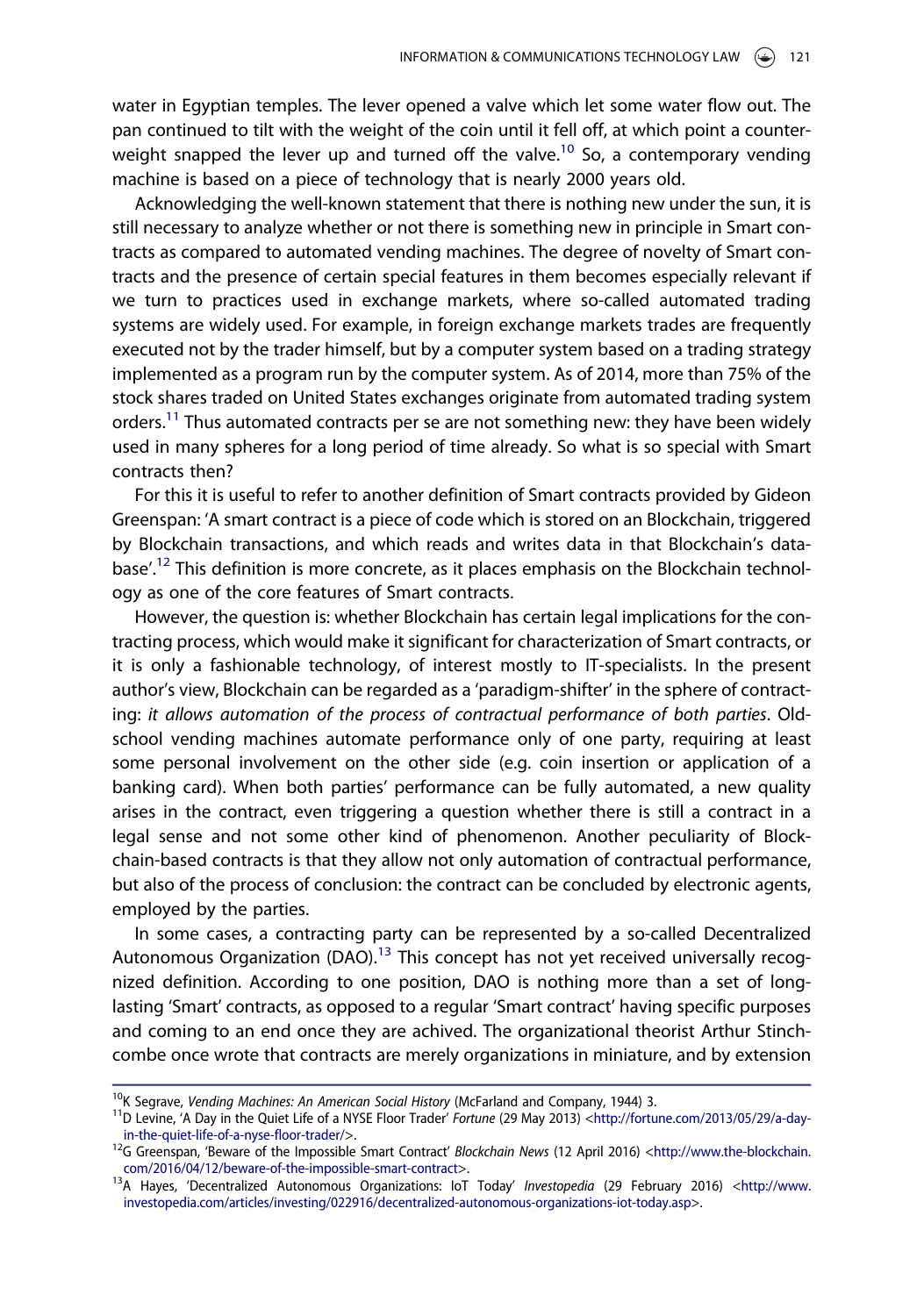water in Egyptian temples. The lever opened a valve which let some water flow out. The pan continued to tilt with the weight of the coin until it fell off, at which point a counterweight snapped the lever up and turned off the valve.[10] So, a contemporary vending machine is based on a piece of technology that is nearly 2000 years old.

Acknowledging the well-known statement that there is nothing new under the sun, it is still necessary to analyze whether or not there is something new in principle in Smart contracts as compared to automated vending machines. The degree of novelty of Smart contracts and the presence of certain special features in them becomes especially relevant if we turn to practices used in exchange markets, where so-called automated trading systems are widely used. For example, in foreign exchange markets trades are frequently executed not by the trader himself, but by a computer system based on a trading strategy implemented as a program run by the computer system. As of 2014, more than 75% of the stock shares traded on United States exchanges originate from automated trading system orders.[11] Thus automated contracts per se are not something new: they have been widely used in many spheres for a long period of time already. So what is so special with Smart contracts then?

For this it is useful to refer to another definition of Smart contracts provided by Gideon Greenspan: 'A smart contract is a piece of code which is stored on an Blockchain, triggered by Blockchain transactions, and which reads and writes data in that Blockchain's database'.[12] This definition is more concrete, as it places emphasis on the Blockchain technology as one of the core features of Smart contracts.

However, the question is: whether Blockchain has certain legal implications for the contracting process, which would make it significant for characterization of Smart contracts, or it is only a fashionable technology, of interest mostly to IT-specialists. In the present author's view, Blockchain can be regarded as a 'paradigm-shifter' in the sphere of contracting: *it allows automation of the process of contractual performance of both parties*. Old-school vending machines automate performance only of one party, requiring at least some personal involvement on the other side (e.g. coin insertion or application of a banking card). When both parties' performance can be fully automated, a new quality arises in the contract, even triggering a question whether there is still a contract in a legal sense and not some other kind of phenomenon. Another peculiarity of Blockchain-based contracts is that they allow not only automation of contractual performance, but also of the process of conclusion: the contract can be concluded by electronic agents, employed by the parties.

In some cases, a contracting party can be represented by a so-called Decentralized Autonomous Organization (DAO).[13] This concept has not yet received universally recognized definition. According to one position, DAO is nothing more than a set of long-lasting 'Smart' contracts, as opposed to a regular 'Smart contract' having specific purposes and coming to an end once they are achived. The organizational theorist Arthur Stinchcombe once wrote that contracts are merely organizations in miniature, and by extension

---

[10] K Segrave, *Vending Machines: An American Social History* (McFarland and Company, 1944) 3.

[11] D Levine, 'A Day in the Quiet Life of a NYSE Floor Trader' *Fortune* (29 May 2013) <http://fortune.com/2013/05/29/a-day-in-the-quiet-life-of-a-nyse-floor-trader/>.

[12] G Greenspan, 'Beware of the Impossible Smart Contract' *Blockchain News* (12 April 2016) <http://www.the-blockchain.com/2016/04/12/beware-of-the-impossible-smart-contract>.

[13] A Hayes, 'Decentralized Autonomous Organizations: IoT Today' *Investopedia* (29 February 2016) <http://www.investopedia.com/articles/investing/022916/decentralized-autonomous-organizations-iot-today.asp>.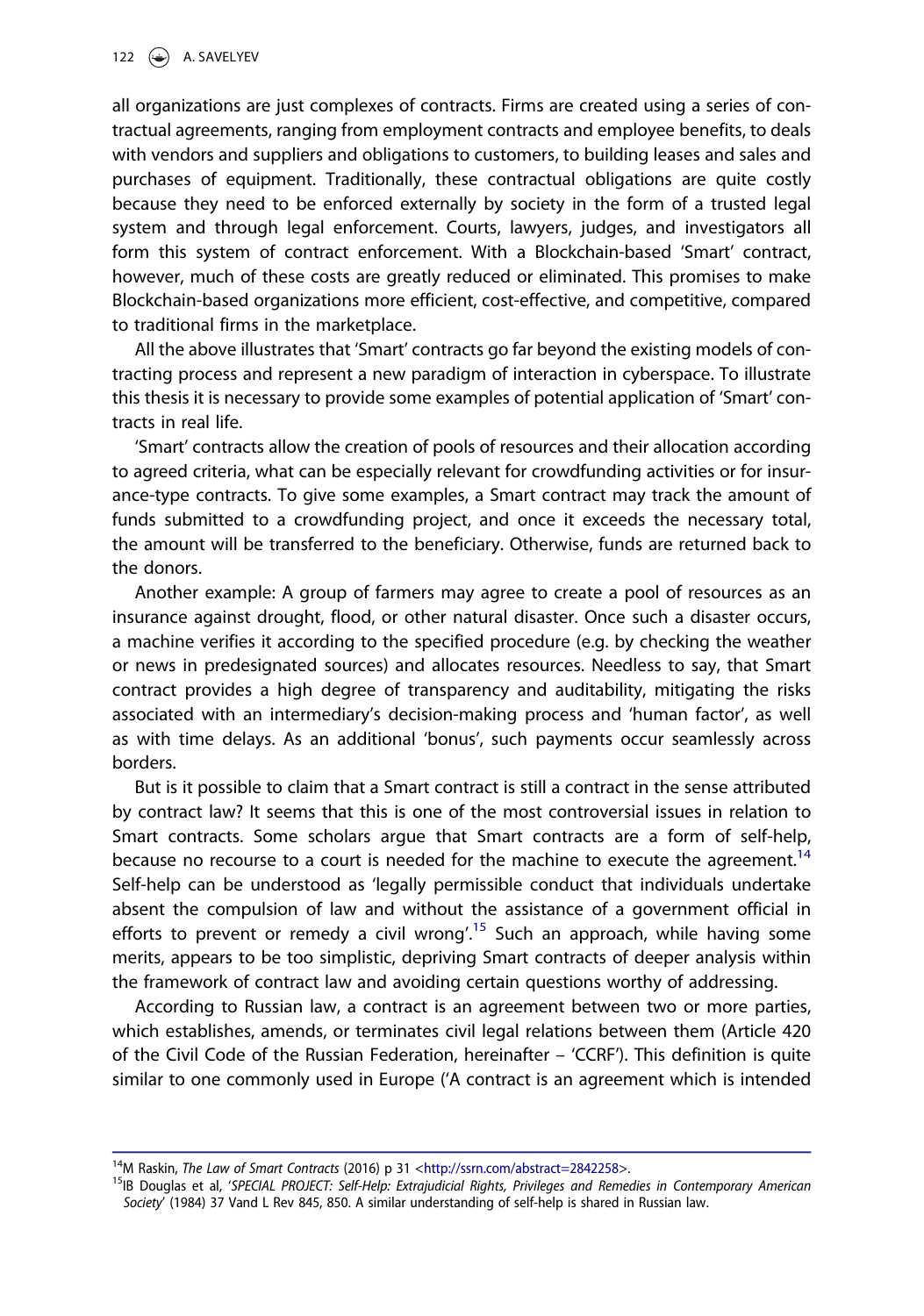all organizations are just complexes of contracts. Firms are created using a series of contractual agreements, ranging from employment contracts and employee benefits, to deals with vendors and suppliers and obligations to customers, to building leases and sales and purchases of equipment. Traditionally, these contractual obligations are quite costly because they need to be enforced externally by society in the form of a trusted legal system and through legal enforcement. Courts, lawyers, judges, and investigators all form this system of contract enforcement. With a Blockchain-based 'Smart' contract, however, much of these costs are greatly reduced or eliminated. This promises to make Blockchain-based organizations more efficient, cost-effective, and competitive, compared to traditional firms in the marketplace.

All the above illustrates that 'Smart' contracts go far beyond the existing models of contracting process and represent a new paradigm of interaction in cyberspace. To illustrate this thesis it is necessary to provide some examples of potential application of 'Smart' contracts in real life.

'Smart' contracts allow the creation of pools of resources and their allocation according to agreed criteria, what can be especially relevant for crowdfunding activities or for insurance-type contracts. To give some examples, a Smart contract may track the amount of funds submitted to a crowdfunding project, and once it exceeds the necessary total, the amount will be transferred to the beneficiary. Otherwise, funds are returned back to the donors.

Another example: A group of farmers may agree to create a pool of resources as an insurance against drought, flood, or other natural disaster. Once such a disaster occurs, a machine verifies it according to the specified procedure (e.g. by checking the weather or news in predesignated sources) and allocates resources. Needless to say, that Smart contract provides a high degree of transparency and auditability, mitigating the risks associated with an intermediary's decision-making process and 'human factor', as well as with time delays. As an additional 'bonus', such payments occur seamlessly across borders.

But is it possible to claim that a Smart contract is still a contract in the sense attributed by contract law? It seems that this is one of the most controversial issues in relation to Smart contracts. Some scholars argue that Smart contracts are a form of self-help, because no recourse to a court is needed for the machine to execute the agreement.[14] Self-help can be understood as 'legally permissible conduct that individuals undertake absent the compulsion of law and without the assistance of a government official in efforts to prevent or remedy a civil wrong'.[15] Such an approach, while having some merits, appears to be too simplistic, depriving Smart contracts of deeper analysis within the framework of contract law and avoiding certain questions worthy of addressing.

According to Russian law, a contract is an agreement between two or more parties, which establishes, amends, or terminates civil legal relations between them (Article 420 of the Civil Code of the Russian Federation, hereinafter – 'CCRF'). This definition is quite similar to one commonly used in Europe ('A contract is an agreement which is intended

[14] M Raskin, *The Law of Smart Contracts* (2016) p 31 <http://ssrn.com/abstract=2842258>.

[15] IB Douglas et al, '*SPECIAL PROJECT: Self-Help: Extrajudicial Rights, Privileges and Remedies in Contemporary American Society*' (1984) 37 Vand L Rev 845, 850. A similar understanding of self-help is shared in Russian law.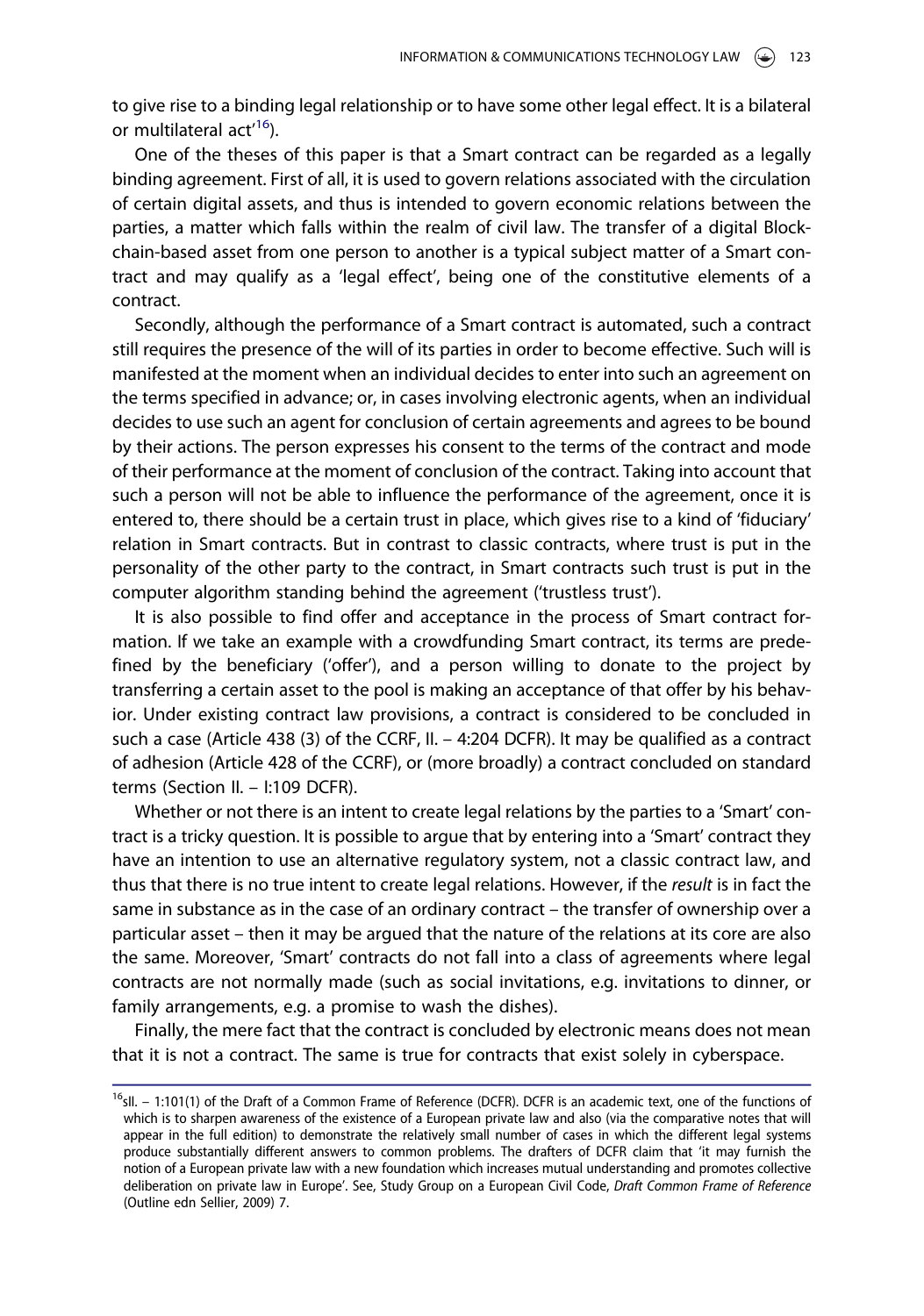to give rise to a binding legal relationship or to have some other legal effect. It is a bilateral or multilateral act'[16]).

One of the theses of this paper is that a Smart contract can be regarded as a legally binding agreement. First of all, it is used to govern relations associated with the circulation of certain digital assets, and thus is intended to govern economic relations between the parties, a matter which falls within the realm of civil law. The transfer of a digital Blockchain-based asset from one person to another is a typical subject matter of a Smart contract and may qualify as a 'legal effect', being one of the constitutive elements of a contract.

Secondly, although the performance of a Smart contract is automated, such a contract still requires the presence of the will of its parties in order to become effective. Such will is manifested at the moment when an individual decides to enter into such an agreement on the terms specified in advance; or, in cases involving electronic agents, when an individual decides to use such an agent for conclusion of certain agreements and agrees to be bound by their actions. The person expresses his consent to the terms of the contract and mode of their performance at the moment of conclusion of the contract. Taking into account that such a person will not be able to influence the performance of the agreement, once it is entered to, there should be a certain trust in place, which gives rise to a kind of 'fiduciary' relation in Smart contracts. But in contrast to classic contracts, where trust is put in the personality of the other party to the contract, in Smart contracts such trust is put in the computer algorithm standing behind the agreement ('trustless trust').

It is also possible to find offer and acceptance in the process of Smart contract formation. If we take an example with a crowdfunding Smart contract, its terms are predefined by the beneficiary ('offer'), and a person willing to donate to the project by transferring a certain asset to the pool is making an acceptance of that offer by his behavior. Under existing contract law provisions, a contract is considered to be concluded in such a case (Article 438 (3) of the CCRF, II. – 4:204 DCFR). It may be qualified as a contract of adhesion (Article 428 of the CCRF), or (more broadly) a contract concluded on standard terms (Section II. – I:109 DCFR).

Whether or not there is an intent to create legal relations by the parties to a 'Smart' contract is a tricky question. It is possible to argue that by entering into a 'Smart' contract they have an intention to use an alternative regulatory system, not a classic contract law, and thus that there is no true intent to create legal relations. However, if the *result* is in fact the same in substance as in the case of an ordinary contract – the transfer of ownership over a particular asset – then it may be argued that the nature of the relations at its core are also the same. Moreover, 'Smart' contracts do not fall into a class of agreements where legal contracts are not normally made (such as social invitations, e.g. invitations to dinner, or family arrangements, e.g. a promise to wash the dishes).

Finally, the mere fact that the contract is concluded by electronic means does not mean that it is not a contract. The same is true for contracts that exist solely in cyberspace.

---

[16]sII. – 1:101(1) of the Draft of a Common Frame of Reference (DCFR). DCFR is an academic text, one of the functions of which is to sharpen awareness of the existence of a European private law and also (via the comparative notes that will appear in the full edition) to demonstrate the relatively small number of cases in which the different legal systems produce substantially different answers to common problems. The drafters of DCFR claim that 'it may furnish the notion of a European private law with a new foundation which increases mutual understanding and promotes collective deliberation on private law in Europe'. See, Study Group on a European Civil Code, *Draft Common Frame of Reference* (Outline edn Sellier, 2009) 7.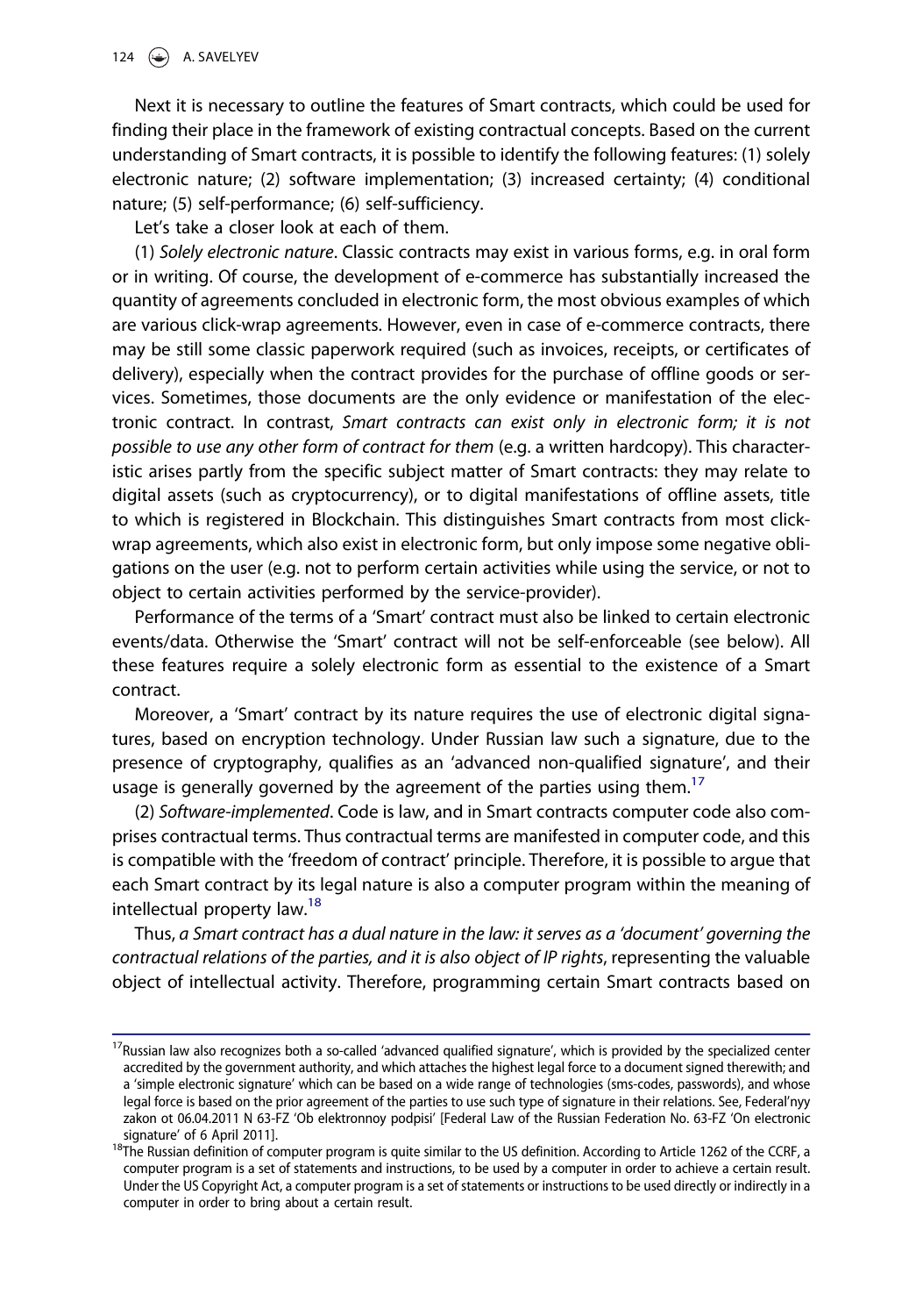Next it is necessary to outline the features of Smart contracts, which could be used for finding their place in the framework of existing contractual concepts. Based on the current understanding of Smart contracts, it is possible to identify the following features: (1) solely electronic nature; (2) software implementation; (3) increased certainty; (4) conditional nature; (5) self-performance; (6) self-sufficiency.

Let's take a closer look at each of them.

(1) *Solely electronic nature*. Classic contracts may exist in various forms, e.g. in oral form or in writing. Of course, the development of e-commerce has substantially increased the quantity of agreements concluded in electronic form, the most obvious examples of which are various click-wrap agreements. However, even in case of e-commerce contracts, there may be still some classic paperwork required (such as invoices, receipts, or certificates of delivery), especially when the contract provides for the purchase of offline goods or services. Sometimes, those documents are the only evidence or manifestation of the electronic contract. In contrast, *Smart contracts can exist only in electronic form; it is not possible to use any other form of contract for them* (e.g. a written hardcopy). This characteristic arises partly from the specific subject matter of Smart contracts: they may relate to digital assets (such as cryptocurrency), or to digital manifestations of offline assets, title to which is registered in Blockchain. This distinguishes Smart contracts from most click-wrap agreements, which also exist in electronic form, but only impose some negative obligations on the user (e.g. not to perform certain activities while using the service, or not to object to certain activities performed by the service-provider).

Performance of the terms of a 'Smart' contract must also be linked to certain electronic events/data. Otherwise the 'Smart' contract will not be self-enforceable (see below). All these features require a solely electronic form as essential to the existence of a Smart contract.

Moreover, a 'Smart' contract by its nature requires the use of electronic digital signatures, based on encryption technology. Under Russian law such a signature, due to the presence of cryptography, qualifies as an 'advanced non-qualified signature', and their usage is generally governed by the agreement of the parties using them.[17]

(2) *Software-implemented*. Code is law, and in Smart contracts computer code also comprises contractual terms. Thus contractual terms are manifested in computer code, and this is compatible with the 'freedom of contract' principle. Therefore, it is possible to argue that each Smart contract by its legal nature is also a computer program within the meaning of intellectual property law.[18]

Thus, *a Smart contract has a dual nature in the law: it serves as a 'document' governing the contractual relations of the parties, and it is also object of IP rights*, representing the valuable object of intellectual activity. Therefore, programming certain Smart contracts based on

---

[17] Russian law also recognizes both a so-called 'advanced qualified signature', which is provided by the specialized center accredited by the government authority, and which attaches the highest legal force to a document signed therewith; and a 'simple electronic signature' which can be based on a wide range of technologies (sms-codes, passwords), and whose legal force is based on the prior agreement of the parties to use such type of signature in their relations. See, Federal'nyy zakon ot 06.04.2011 N 63-FZ 'Ob elektronnoy podpisi' [Federal Law of the Russian Federation No. 63-FZ 'On electronic signature' of 6 April 2011].

[18] The Russian definition of computer program is quite similar to the US definition. According to Article 1262 of the CCRF, a computer program is a set of statements and instructions, to be used by a computer in order to achieve a certain result. Under the US Copyright Act, a computer program is a set of statements or instructions to be used directly or indirectly in a computer in order to bring about a certain result.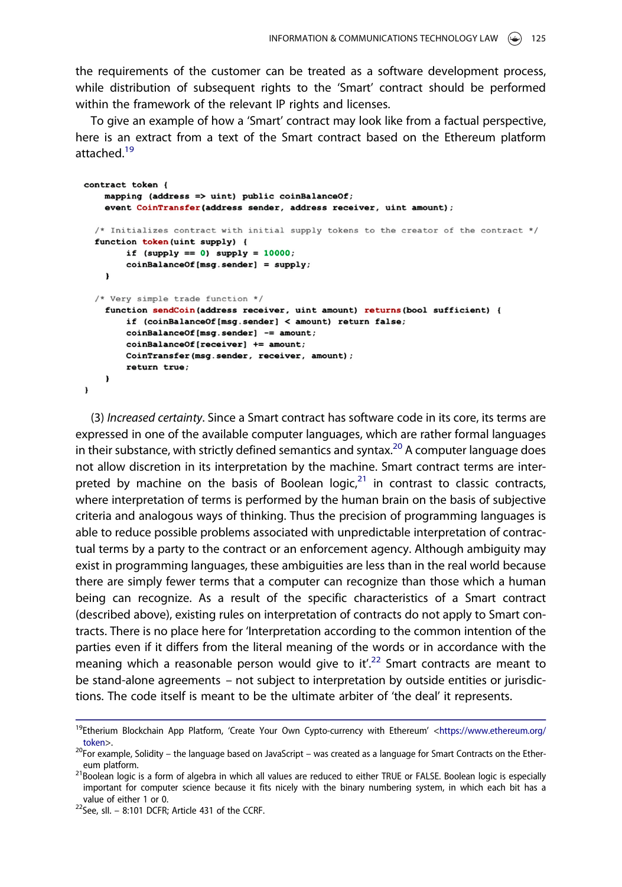the requirements of the customer can be treated as a software development process, while distribution of subsequent rights to the 'Smart' contract should be performed within the framework of the relevant IP rights and licenses.

To give an example of how a 'Smart' contract may look like from a factual perspective, here is an extract from a text of the Smart contract based on the Ethereum platform attached.[19]

```
contract token {
    mapping (address => uint) public coinBalanceOf;
    event CoinTransfer(address sender, address receiver, uint amount);

  /* Initializes contract with initial supply tokens to the creator of the contract */
  function token(uint supply) {
        if (supply == 0) supply = 10000;
        coinBalanceOf[msg.sender] = supply;
    }

  /* Very simple trade function */
    function sendCoin(address receiver, uint amount) returns(bool sufficient) {
        if (coinBalanceOf[msg.sender] < amount) return false;
        coinBalanceOf[msg.sender] -= amount;
        coinBalanceOf[receiver] += amount;
        CoinTransfer(msg.sender, receiver, amount);
        return true;
    }
}
```

(3) *Increased certainty*. Since a Smart contract has software code in its core, its terms are expressed in one of the available computer languages, which are rather formal languages in their substance, with strictly defined semantics and syntax.[20] A computer language does not allow discretion in its interpretation by the machine. Smart contract terms are interpreted by machine on the basis of Boolean logic,[21] in contrast to classic contracts, where interpretation of terms is performed by the human brain on the basis of subjective criteria and analogous ways of thinking. Thus the precision of programming languages is able to reduce possible problems associated with unpredictable interpretation of contractual terms by a party to the contract or an enforcement agency. Although ambiguity may exist in programming languages, these ambiguities are less than in the real world because there are simply fewer terms that a computer can recognize than those which a human being can recognize. As a result of the specific characteristics of a Smart contract (described above), existing rules on interpretation of contracts do not apply to Smart contracts. There is no place here for 'Interpretation according to the common intention of the parties even if it differs from the literal meaning of the words or in accordance with the meaning which a reasonable person would give to it'.[22] Smart contracts are meant to be stand-alone agreements – not subject to interpretation by outside entities or jurisdictions. The code itself is meant to be the ultimate arbiter of 'the deal' it represents.

---

[19] Etherium Blockchain App Platform, 'Create Your Own Cypto-currency with Ethereum' <https://www.ethereum.org/token>.

[20] For example, Solidity – the language based on JavaScript – was created as a language for Smart Contracts on the Ethereum platform.

[21] Boolean logic is a form of algebra in which all values are reduced to either TRUE or FALSE. Boolean logic is especially important for computer science because it fits nicely with the binary numbering system, in which each bit has a value of either 1 or 0.

[22] See, sll. – 8:101 DCFR; Article 431 of the CCRF.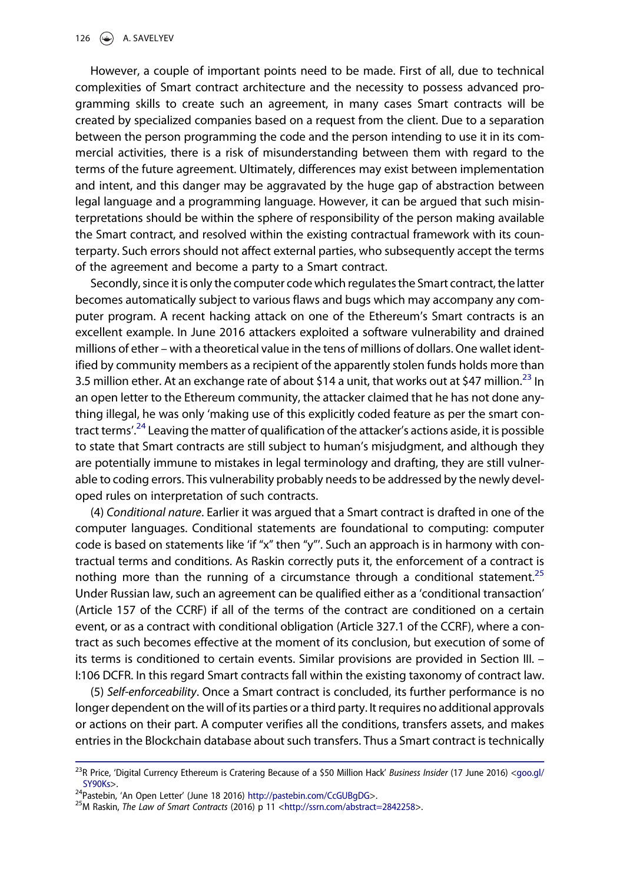However, a couple of important points need to be made. First of all, due to technical complexities of Smart contract architecture and the necessity to possess advanced programming skills to create such an agreement, in many cases Smart contracts will be created by specialized companies based on a request from the client. Due to a separation between the person programming the code and the person intending to use it in its commercial activities, there is a risk of misunderstanding between them with regard to the terms of the future agreement. Ultimately, differences may exist between implementation and intent, and this danger may be aggravated by the huge gap of abstraction between legal language and a programming language. However, it can be argued that such misinterpretations should be within the sphere of responsibility of the person making available the Smart contract, and resolved within the existing contractual framework with its counterparty. Such errors should not affect external parties, who subsequently accept the terms of the agreement and become a party to a Smart contract.

Secondly, since it is only the computer code which regulates the Smart contract, the latter becomes automatically subject to various flaws and bugs which may accompany any computer program. A recent hacking attack on one of the Ethereum's Smart contracts is an excellent example. In June 2016 attackers exploited a software vulnerability and drained millions of ether – with a theoretical value in the tens of millions of dollars. One wallet identified by community members as a recipient of the apparently stolen funds holds more than 3.5 million ether. At an exchange rate of about $14 a unit, that works out at $47 million.[23] In an open letter to the Ethereum community, the attacker claimed that he has not done anything illegal, he was only 'making use of this explicitly coded feature as per the smart contract terms'.[24] Leaving the matter of qualification of the attacker's actions aside, it is possible to state that Smart contracts are still subject to human's misjudgment, and although they are potentially immune to mistakes in legal terminology and drafting, they are still vulnerable to coding errors. This vulnerability probably needs to be addressed by the newly developed rules on interpretation of such contracts.

(4) *Conditional nature*. Earlier it was argued that a Smart contract is drafted in one of the computer languages. Conditional statements are foundational to computing: computer code is based on statements like 'if "x" then "y"'. Such an approach is in harmony with contractual terms and conditions. As Raskin correctly puts it, the enforcement of a contract is nothing more than the running of a circumstance through a conditional statement.[25] Under Russian law, such an agreement can be qualified either as a 'conditional transaction' (Article 157 of the CCRF) if all of the terms of the contract are conditioned on a certain event, or as a contract with conditional obligation (Article 327.1 of the CCRF), where a contract as such becomes effective at the moment of its conclusion, but execution of some of its terms is conditioned to certain events. Similar provisions are provided in Section III. – I:106 DCFR. In this regard Smart contracts fall within the existing taxonomy of contract law.

(5) *Self-enforceability*. Once a Smart contract is concluded, its further performance is no longer dependent on the will of its parties or a third party. It requires no additional approvals or actions on their part. A computer verifies all the conditions, transfers assets, and makes entries in the Blockchain database about such transfers. Thus a Smart contract is technically

---

[23] R Price, 'Digital Currency Ethereum is Cratering Because of a $50 Million Hack' *Business Insider* (17 June 2016) <goo.gl/SY90Ks>.

[24] Pastebin, 'An Open Letter' (June 18 2016) http://pastebin.com/CcGUBgDG>.

[25] M Raskin, *The Law of Smart Contracts* (2016) p 11 <http://ssrn.com/abstract=2842258>.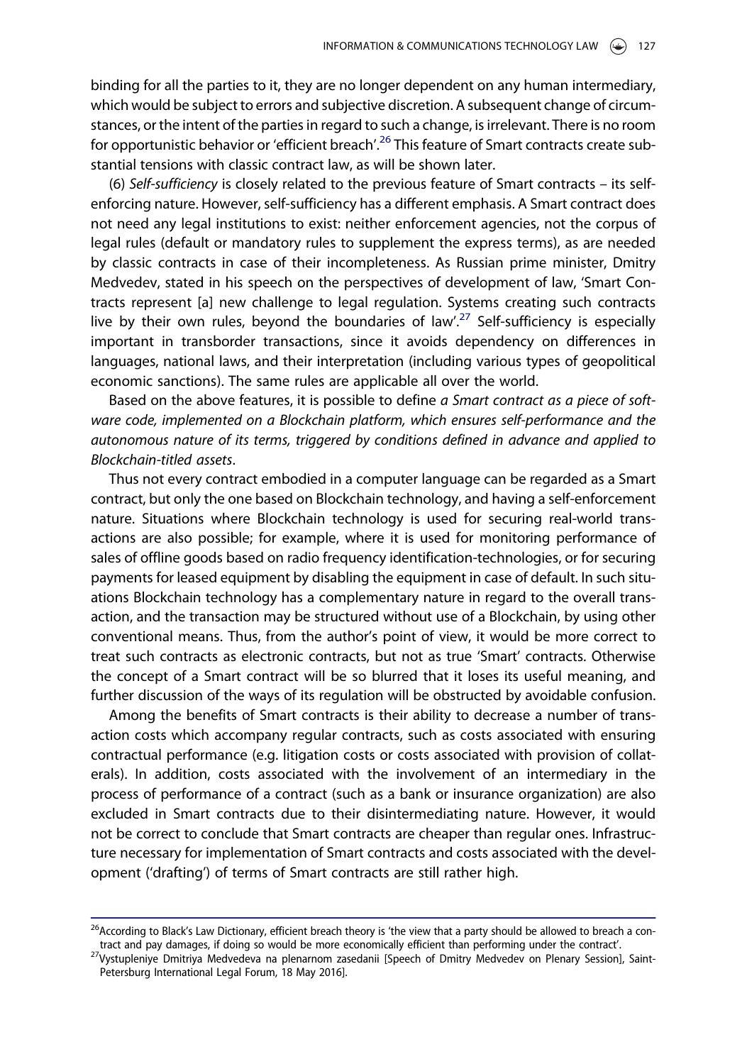binding for all the parties to it, they are no longer dependent on any human intermediary, which would be subject to errors and subjective discretion. A subsequent change of circumstances, or the intent of the parties in regard to such a change, is irrelevant. There is no room for opportunistic behavior or 'efficient breach'.[26] This feature of Smart contracts create substantial tensions with classic contract law, as will be shown later.

(6) *Self-sufficiency* is closely related to the previous feature of Smart contracts – its self-enforcing nature. However, self-sufficiency has a different emphasis. A Smart contract does not need any legal institutions to exist: neither enforcement agencies, not the corpus of legal rules (default or mandatory rules to supplement the express terms), as are needed by classic contracts in case of their incompleteness. As Russian prime minister, Dmitry Medvedev, stated in his speech on the perspectives of development of law, 'Smart Contracts represent [a] new challenge to legal regulation. Systems creating such contracts live by their own rules, beyond the boundaries of law'.[27] Self-sufficiency is especially important in transborder transactions, since it avoids dependency on differences in languages, national laws, and their interpretation (including various types of geopolitical economic sanctions). The same rules are applicable all over the world.

Based on the above features, it is possible to define *a Smart contract as a piece of software code, implemented on a Blockchain platform, which ensures self-performance and the autonomous nature of its terms, triggered by conditions defined in advance and applied to Blockchain-titled assets*.

Thus not every contract embodied in a computer language can be regarded as a Smart contract, but only the one based on Blockchain technology, and having a self-enforcement nature. Situations where Blockchain technology is used for securing real-world transactions are also possible; for example, where it is used for monitoring performance of sales of offline goods based on radio frequency identification-technologies, or for securing payments for leased equipment by disabling the equipment in case of default. In such situations Blockchain technology has a complementary nature in regard to the overall transaction, and the transaction may be structured without use of a Blockchain, by using other conventional means. Thus, from the author's point of view, it would be more correct to treat such contracts as electronic contracts, but not as true 'Smart' contracts. Otherwise the concept of a Smart contract will be so blurred that it loses its useful meaning, and further discussion of the ways of its regulation will be obstructed by avoidable confusion.

Among the benefits of Smart contracts is their ability to decrease a number of transaction costs which accompany regular contracts, such as costs associated with ensuring contractual performance (e.g. litigation costs or costs associated with provision of collaterals). In addition, costs associated with the involvement of an intermediary in the process of performance of a contract (such as a bank or insurance organization) are also excluded in Smart contracts due to their disintermediating nature. However, it would not be correct to conclude that Smart contracts are cheaper than regular ones. Infrastructure necessary for implementation of Smart contracts and costs associated with the development ('drafting') of terms of Smart contracts are still rather high.

---

[26] According to Black's Law Dictionary, efficient breach theory is 'the view that a party should be allowed to breach a contract and pay damages, if doing so would be more economically efficient than performing under the contract'.

[27] Vystupleniye Dmitriya Medvedeva na plenarnom zasedanii [Speech of Dmitry Medvedev on Plenary Session], Saint-Petersburg International Legal Forum, 18 May 2016].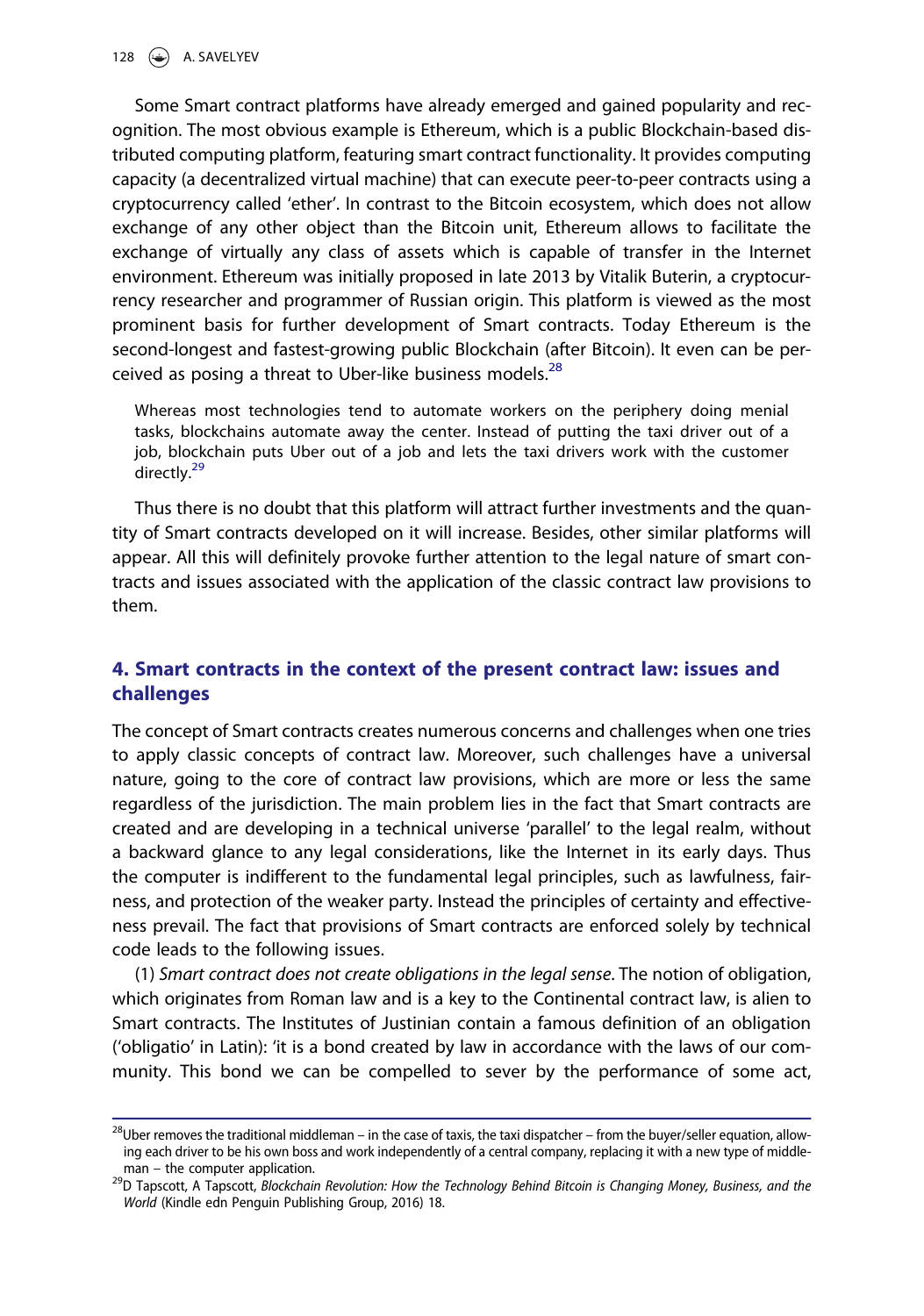Some Smart contract platforms have already emerged and gained popularity and recognition. The most obvious example is Ethereum, which is a public Blockchain-based distributed computing platform, featuring smart contract functionality. It provides computing capacity (a decentralized virtual machine) that can execute peer-to-peer contracts using a cryptocurrency called 'ether'. In contrast to the Bitcoin ecosystem, which does not allow exchange of any other object than the Bitcoin unit, Ethereum allows to facilitate the exchange of virtually any class of assets which is capable of transfer in the Internet environment. Ethereum was initially proposed in late 2013 by Vitalik Buterin, a cryptocurrency researcher and programmer of Russian origin. This platform is viewed as the most prominent basis for further development of Smart contracts. Today Ethereum is the second-longest and fastest-growing public Blockchain (after Bitcoin). It even can be perceived as posing a threat to Uber-like business models.[28]

> Whereas most technologies tend to automate workers on the periphery doing menial tasks, blockchains automate away the center. Instead of putting the taxi driver out of a job, blockchain puts Uber out of a job and lets the taxi drivers work with the customer directly.[29]

Thus there is no doubt that this platform will attract further investments and the quantity of Smart contracts developed on it will increase. Besides, other similar platforms will appear. All this will definitely provoke further attention to the legal nature of smart contracts and issues associated with the application of the classic contract law provisions to them.

## 4. Smart contracts in the context of the present contract law: issues and challenges

The concept of Smart contracts creates numerous concerns and challenges when one tries to apply classic concepts of contract law. Moreover, such challenges have a universal nature, going to the core of contract law provisions, which are more or less the same regardless of the jurisdiction. The main problem lies in the fact that Smart contracts are created and are developing in a technical universe 'parallel' to the legal realm, without a backward glance to any legal considerations, like the Internet in its early days. Thus the computer is indifferent to the fundamental legal principles, such as lawfulness, fairness, and protection of the weaker party. Instead the principles of certainty and effectiveness prevail. The fact that provisions of Smart contracts are enforced solely by technical code leads to the following issues.

(1) *Smart contract does not create obligations in the legal sense*. The notion of obligation, which originates from Roman law and is a key to the Continental contract law, is alien to Smart contracts. The Institutes of Justinian contain a famous definition of an obligation ('obligatio' in Latin): 'it is a bond created by law in accordance with the laws of our community. This bond we can be compelled to sever by the performance of some act,

[28] Uber removes the traditional middleman – in the case of taxis, the taxi dispatcher – from the buyer/seller equation, allowing each driver to be his own boss and work independently of a central company, replacing it with a new type of middleman – the computer application.

[29] D Tapscott, A Tapscott, *Blockchain Revolution: How the Technology Behind Bitcoin is Changing Money, Business, and the World* (Kindle edn Penguin Publishing Group, 2016) 18.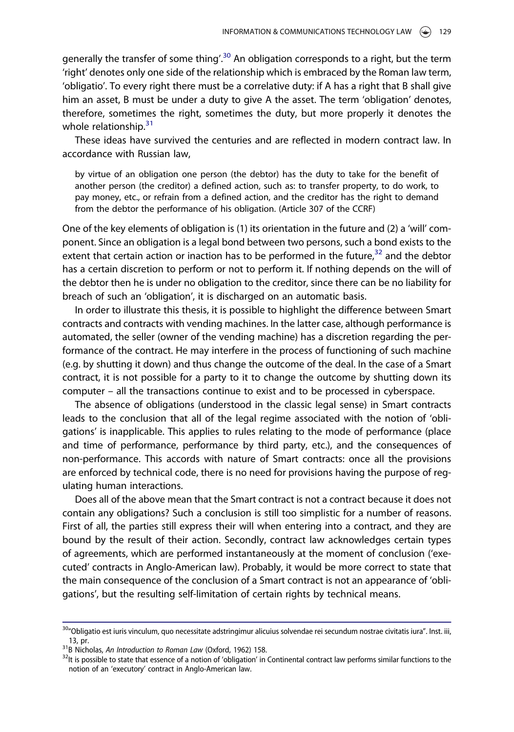generally the transfer of some thing'.[30] An obligation corresponds to a right, but the term 'right' denotes only one side of the relationship which is embraced by the Roman law term, 'obligatio'. To every right there must be a correlative duty: if A has a right that B shall give him an asset, B must be under a duty to give A the asset. The term 'obligation' denotes, therefore, sometimes the right, sometimes the duty, but more properly it denotes the whole relationship.[31]

These ideas have survived the centuries and are reflected in modern contract law. In accordance with Russian law,

> by virtue of an obligation one person (the debtor) has the duty to take for the benefit of another person (the creditor) a defined action, such as: to transfer property, to do work, to pay money, etc., or refrain from a defined action, and the creditor has the right to demand from the debtor the performance of his obligation. (Article 307 of the CCRF)

One of the key elements of obligation is (1) its orientation in the future and (2) a 'will' component. Since an obligation is a legal bond between two persons, such a bond exists to the extent that certain action or inaction has to be performed in the future,[32] and the debtor has a certain discretion to perform or not to perform it. If nothing depends on the will of the debtor then he is under no obligation to the creditor, since there can be no liability for breach of such an 'obligation', it is discharged on an automatic basis.

In order to illustrate this thesis, it is possible to highlight the difference between Smart contracts and contracts with vending machines. In the latter case, although performance is automated, the seller (owner of the vending machine) has a discretion regarding the performance of the contract. He may interfere in the process of functioning of such machine (e.g. by shutting it down) and thus change the outcome of the deal. In the case of a Smart contract, it is not possible for a party to it to change the outcome by shutting down its computer – all the transactions continue to exist and to be processed in cyberspace.

The absence of obligations (understood in the classic legal sense) in Smart contracts leads to the conclusion that all of the legal regime associated with the notion of 'obligations' is inapplicable. This applies to rules relating to the mode of performance (place and time of performance, performance by third party, etc.), and the consequences of non-performance. This accords with nature of Smart contracts: once all the provisions are enforced by technical code, there is no need for provisions having the purpose of regulating human interactions.

Does all of the above mean that the Smart contract is not a contract because it does not contain any obligations? Such a conclusion is still too simplistic for a number of reasons. First of all, the parties still express their will when entering into a contract, and they are bound by the result of their action. Secondly, contract law acknowledges certain types of agreements, which are performed instantaneously at the moment of conclusion ('executed' contracts in Anglo-American law). Probably, it would be more correct to state that the main consequence of the conclusion of a Smart contract is not an appearance of 'obligations', but the resulting self-limitation of certain rights by technical means.

---

[30] "Obligatio est iuris vinculum, quo necessitate adstringimur alicuius solvendae rei secundum nostrae civitatis iura". Inst. iii, 13, pr.

[31] B Nicholas, *An Introduction to Roman Law* (Oxford, 1962) 158.

[32] It is possible to state that essence of a notion of 'obligation' in Continental contract law performs similar functions to the notion of an 'executory' contract in Anglo-American law.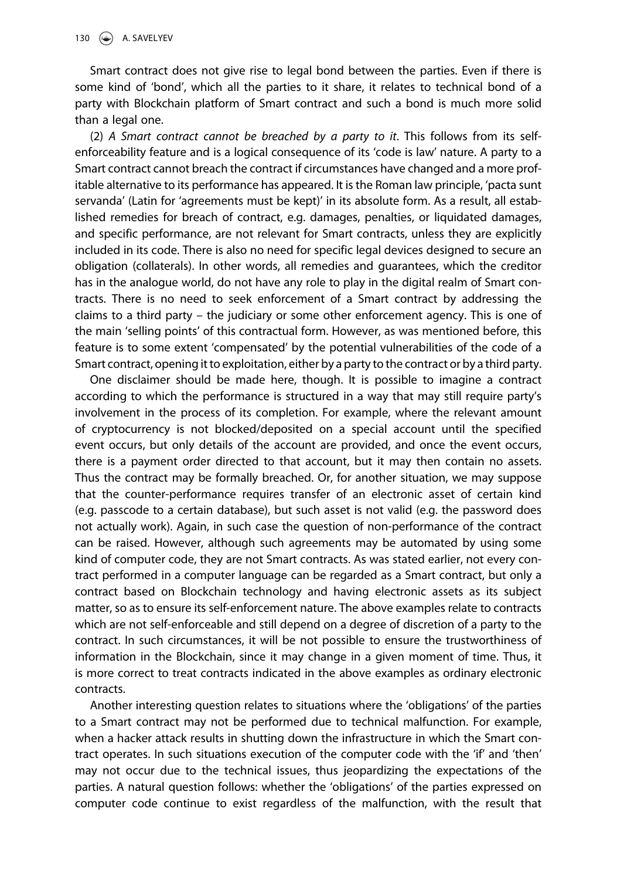Smart contract does not give rise to legal bond between the parties. Even if there is some kind of 'bond', which all the parties to it share, it relates to technical bond of a party with Blockchain platform of Smart contract and such a bond is much more solid than a legal one.

(2) *A Smart contract cannot be breached by a party to it*. This follows from its self-enforceability feature and is a logical consequence of its 'code is law' nature. A party to a Smart contract cannot breach the contract if circumstances have changed and a more profitable alternative to its performance has appeared. It is the Roman law principle, 'pacta sunt servanda' (Latin for 'agreements must be kept)' in its absolute form. As a result, all established remedies for breach of contract, e.g. damages, penalties, or liquidated damages, and specific performance, are not relevant for Smart contracts, unless they are explicitly included in its code. There is also no need for specific legal devices designed to secure an obligation (collaterals). In other words, all remedies and guarantees, which the creditor has in the analogue world, do not have any role to play in the digital realm of Smart contracts. There is no need to seek enforcement of a Smart contract by addressing the claims to a third party – the judiciary or some other enforcement agency. This is one of the main 'selling points' of this contractual form. However, as was mentioned before, this feature is to some extent 'compensated' by the potential vulnerabilities of the code of a Smart contract, opening it to exploitation, either by a party to the contract or by a third party.

One disclaimer should be made here, though. It is possible to imagine a contract according to which the performance is structured in a way that may still require party's involvement in the process of its completion. For example, where the relevant amount of cryptocurrency is not blocked/deposited on a special account until the specified event occurs, but only details of the account are provided, and once the event occurs, there is a payment order directed to that account, but it may then contain no assets. Thus the contract may be formally breached. Or, for another situation, we may suppose that the counter-performance requires transfer of an electronic asset of certain kind (e.g. passcode to a certain database), but such asset is not valid (e.g. the password does not actually work). Again, in such case the question of non-performance of the contract can be raised. However, although such agreements may be automated by using some kind of computer code, they are not Smart contracts. As was stated earlier, not every contract performed in a computer language can be regarded as a Smart contract, but only a contract based on Blockchain technology and having electronic assets as its subject matter, so as to ensure its self-enforcement nature. The above examples relate to contracts which are not self-enforceable and still depend on a degree of discretion of a party to the contract. In such circumstances, it will be not possible to ensure the trustworthiness of information in the Blockchain, since it may change in a given moment of time. Thus, it is more correct to treat contracts indicated in the above examples as ordinary electronic contracts.

Another interesting question relates to situations where the 'obligations' of the parties to a Smart contract may not be performed due to technical malfunction. For example, when a hacker attack results in shutting down the infrastructure in which the Smart contract operates. In such situations execution of the computer code with the 'if' and 'then' may not occur due to the technical issues, thus jeopardizing the expectations of the parties. A natural question follows: whether the 'obligations' of the parties expressed on computer code continue to exist regardless of the malfunction, with the result that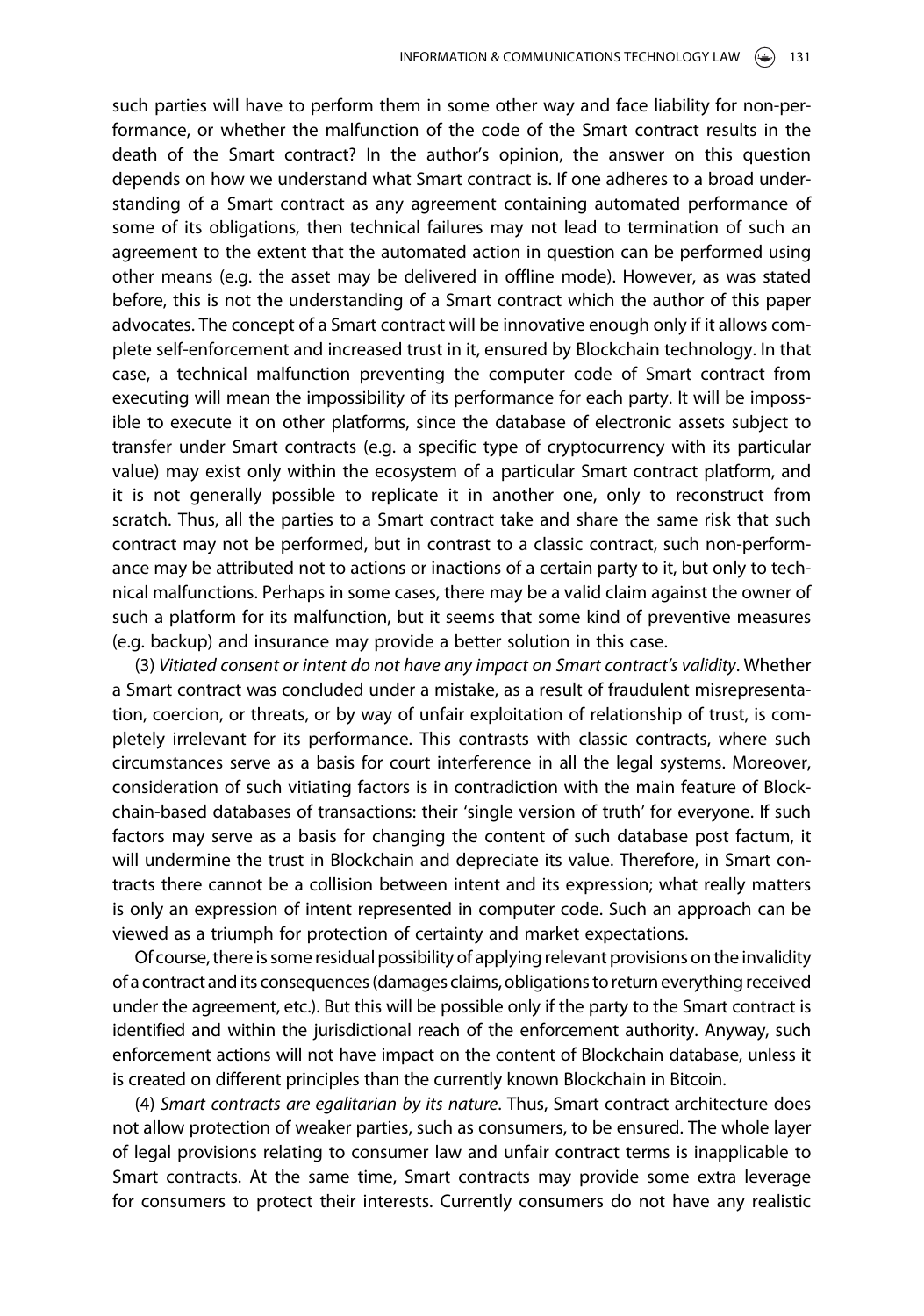such parties will have to perform them in some other way and face liability for non-performance, or whether the malfunction of the code of the Smart contract results in the death of the Smart contract? In the author's opinion, the answer on this question depends on how we understand what Smart contract is. If one adheres to a broad understanding of a Smart contract as any agreement containing automated performance of some of its obligations, then technical failures may not lead to termination of such an agreement to the extent that the automated action in question can be performed using other means (e.g. the asset may be delivered in offline mode). However, as was stated before, this is not the understanding of a Smart contract which the author of this paper advocates. The concept of a Smart contract will be innovative enough only if it allows complete self-enforcement and increased trust in it, ensured by Blockchain technology. In that case, a technical malfunction preventing the computer code of Smart contract from executing will mean the impossibility of its performance for each party. It will be impossible to execute it on other platforms, since the database of electronic assets subject to transfer under Smart contracts (e.g. a specific type of cryptocurrency with its particular value) may exist only within the ecosystem of a particular Smart contract platform, and it is not generally possible to replicate it in another one, only to reconstruct from scratch. Thus, all the parties to a Smart contract take and share the same risk that such contract may not be performed, but in contrast to a classic contract, such non-performance may be attributed not to actions or inactions of a certain party to it, but only to technical malfunctions. Perhaps in some cases, there may be a valid claim against the owner of such a platform for its malfunction, but it seems that some kind of preventive measures (e.g. backup) and insurance may provide a better solution in this case.

(3) *Vitiated consent or intent do not have any impact on Smart contract's validity*. Whether a Smart contract was concluded under a mistake, as a result of fraudulent misrepresentation, coercion, or threats, or by way of unfair exploitation of relationship of trust, is completely irrelevant for its performance. This contrasts with classic contracts, where such circumstances serve as a basis for court interference in all the legal systems. Moreover, consideration of such vitiating factors is in contradiction with the main feature of Blockchain-based databases of transactions: their 'single version of truth' for everyone. If such factors may serve as a basis for changing the content of such database post factum, it will undermine the trust in Blockchain and depreciate its value. Therefore, in Smart contracts there cannot be a collision between intent and its expression; what really matters is only an expression of intent represented in computer code. Such an approach can be viewed as a triumph for protection of certainty and market expectations.

Of course, there is some residual possibility of applying relevant provisions on the invalidity of a contract and its consequences (damages claims, obligations to return everything received under the agreement, etc.). But this will be possible only if the party to the Smart contract is identified and within the jurisdictional reach of the enforcement authority. Anyway, such enforcement actions will not have impact on the content of Blockchain database, unless it is created on different principles than the currently known Blockchain in Bitcoin.

(4) *Smart contracts are egalitarian by its nature*. Thus, Smart contract architecture does not allow protection of weaker parties, such as consumers, to be ensured. The whole layer of legal provisions relating to consumer law and unfair contract terms is inapplicable to Smart contracts. At the same time, Smart contracts may provide some extra leverage for consumers to protect their interests. Currently consumers do not have any realistic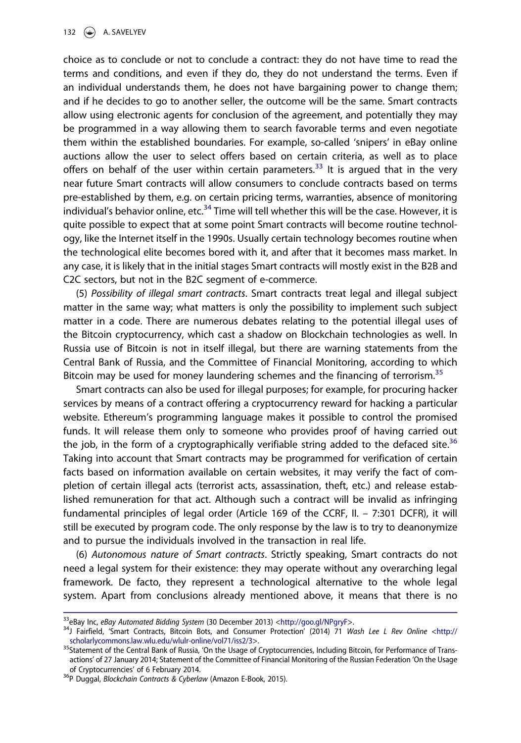choice as to conclude or not to conclude a contract: they do not have time to read the terms and conditions, and even if they do, they do not understand the terms. Even if an individual understands them, he does not have bargaining power to change them; and if he decides to go to another seller, the outcome will be the same. Smart contracts allow using electronic agents for conclusion of the agreement, and potentially they may be programmed in a way allowing them to search favorable terms and even negotiate them within the established boundaries. For example, so-called 'snipers' in eBay online auctions allow the user to select offers based on certain criteria, as well as to place offers on behalf of the user within certain parameters.[33] It is argued that in the very near future Smart contracts will allow consumers to conclude contracts based on terms pre-established by them, e.g. on certain pricing terms, warranties, absence of monitoring individual's behavior online, etc.[34] Time will tell whether this will be the case. However, it is quite possible to expect that at some point Smart contracts will become routine technology, like the Internet itself in the 1990s. Usually certain technology becomes routine when the technological elite becomes bored with it, and after that it becomes mass market. In any case, it is likely that in the initial stages Smart contracts will mostly exist in the B2B and C2C sectors, but not in the B2C segment of e-commerce.

(5) *Possibility of illegal smart contracts*. Smart contracts treat legal and illegal subject matter in the same way; what matters is only the possibility to implement such subject matter in a code. There are numerous debates relating to the potential illegal uses of the Bitcoin cryptocurrency, which cast a shadow on Blockchain technologies as well. In Russia use of Bitcoin is not in itself illegal, but there are warning statements from the Central Bank of Russia, and the Committee of Financial Monitoring, according to which Bitcoin may be used for money laundering schemes and the financing of terrorism.[35]

Smart contracts can also be used for illegal purposes; for example, for procuring hacker services by means of a contract offering a cryptocurrency reward for hacking a particular website. Ethereum's programming language makes it possible to control the promised funds. It will release them only to someone who provides proof of having carried out the job, in the form of a cryptographically verifiable string added to the defaced site.[36] Taking into account that Smart contracts may be programmed for verification of certain facts based on information available on certain websites, it may verify the fact of completion of certain illegal acts (terrorist acts, assassination, theft, etc.) and release established remuneration for that act. Although such a contract will be invalid as infringing fundamental principles of legal order (Article 169 of the CCRF, II. – 7:301 DCFR), it will still be executed by program code. The only response by the law is to try to deanonymize and to pursue the individuals involved in the transaction in real life.

(6) *Autonomous nature of Smart contracts*. Strictly speaking, Smart contracts do not need a legal system for their existence: they may operate without any overarching legal framework. De facto, they represent a technological alternative to the whole legal system. Apart from conclusions already mentioned above, it means that there is no

---

[33] eBay Inc, *eBay Automated Bidding System* (30 December 2013) <http://goo.gl/NPgryF>.

[34] J Fairfield, 'Smart Contracts, Bitcoin Bots, and Consumer Protection' (2014) 71 *Wash Lee L Rev Online* <http://scholarlycommons.law.wlu.edu/wlulr-online/vol71/iss2/3>.

[35] Statement of the Central Bank of Russia, 'On the Usage of Cryptocurrencies, Including Bitcoin, for Performance of Transactions' of 27 January 2014; Statement of the Committee of Financial Monitoring of the Russian Federation 'On the Usage of Cryptocurrencies' of 6 February 2014.

[36] P Duggal, *Blockchain Contracts & Cyberlaw* (Amazon E-Book, 2015).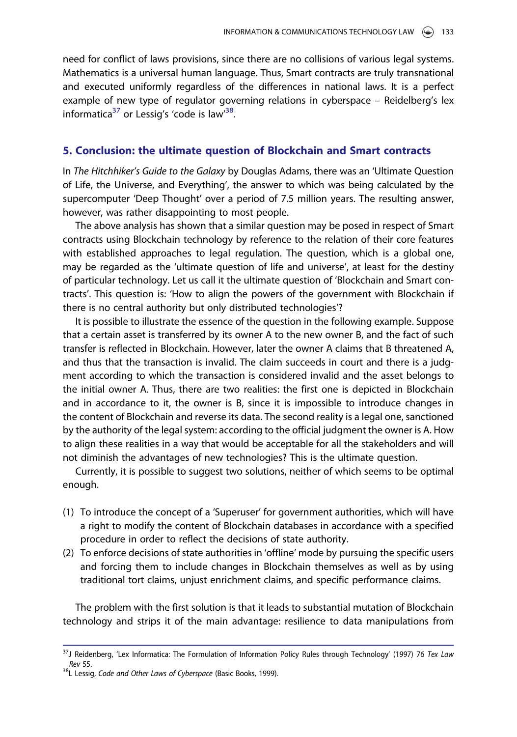need for conflict of laws provisions, since there are no collisions of various legal systems. Mathematics is a universal human language. Thus, Smart contracts are truly transnational and executed uniformly regardless of the differences in national laws. It is a perfect example of new type of regulator governing relations in cyberspace – Reidelberg's lex informatica[37] or Lessig's 'code is law'[38].

## 5. Conclusion: the ultimate question of Blockchain and Smart contracts

In *The Hitchhiker's Guide to the Galaxy* by Douglas Adams, there was an 'Ultimate Question of Life, the Universe, and Everything', the answer to which was being calculated by the supercomputer 'Deep Thought' over a period of 7.5 million years. The resulting answer, however, was rather disappointing to most people.

The above analysis has shown that a similar question may be posed in respect of Smart contracts using Blockchain technology by reference to the relation of their core features with established approaches to legal regulation. The question, which is a global one, may be regarded as the 'ultimate question of life and universe', at least for the destiny of particular technology. Let us call it the ultimate question of 'Blockchain and Smart contracts'. This question is: 'How to align the powers of the government with Blockchain if there is no central authority but only distributed technologies'?

It is possible to illustrate the essence of the question in the following example. Suppose that a certain asset is transferred by its owner A to the new owner B, and the fact of such transfer is reflected in Blockchain. However, later the owner A claims that B threatened A, and thus that the transaction is invalid. The claim succeeds in court and there is a judgment according to which the transaction is considered invalid and the asset belongs to the initial owner A. Thus, there are two realities: the first one is depicted in Blockchain and in accordance to it, the owner is B, since it is impossible to introduce changes in the content of Blockchain and reverse its data. The second reality is a legal one, sanctioned by the authority of the legal system: according to the official judgment the owner is A. How to align these realities in a way that would be acceptable for all the stakeholders and will not diminish the advantages of new technologies? This is the ultimate question.

Currently, it is possible to suggest two solutions, neither of which seems to be optimal enough.

(1) To introduce the concept of a 'Superuser' for government authorities, which will have a right to modify the content of Blockchain databases in accordance with a specified procedure in order to reflect the decisions of state authority.
(2) To enforce decisions of state authorities in 'offline' mode by pursuing the specific users and forcing them to include changes in Blockchain themselves as well as by using traditional tort claims, unjust enrichment claims, and specific performance claims.

The problem with the first solution is that it leads to substantial mutation of Blockchain technology and strips it of the main advantage: resilience to data manipulations from

[37] J Reidenberg, 'Lex Informatica: The Formulation of Information Policy Rules through Technology' (1997) 76 *Tex Law Rev* 55.

[38] L Lessig, *Code and Other Laws of Cyberspace* (Basic Books, 1999).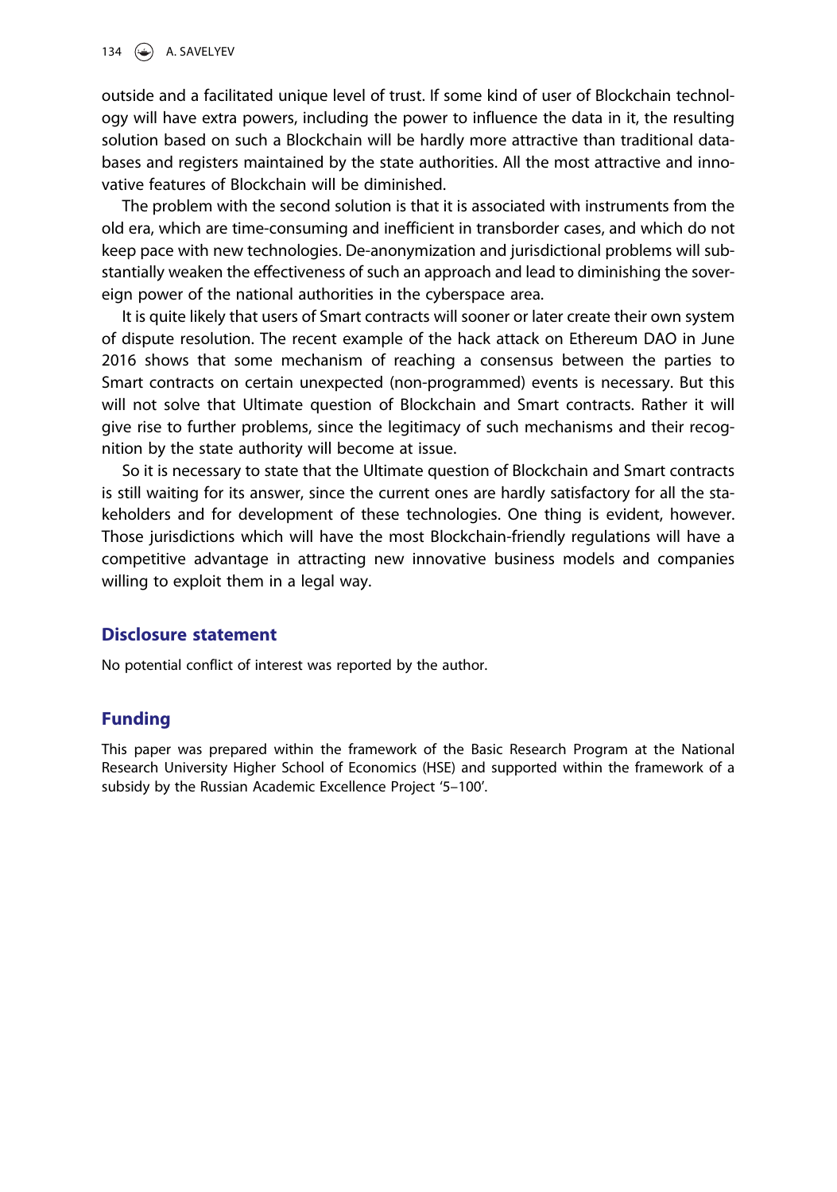outside and a facilitated unique level of trust. If some kind of user of Blockchain technology will have extra powers, including the power to influence the data in it, the resulting solution based on such a Blockchain will be hardly more attractive than traditional databases and registers maintained by the state authorities. All the most attractive and innovative features of Blockchain will be diminished.

The problem with the second solution is that it is associated with instruments from the old era, which are time-consuming and inefficient in transborder cases, and which do not keep pace with new technologies. De-anonymization and jurisdictional problems will substantially weaken the effectiveness of such an approach and lead to diminishing the sovereign power of the national authorities in the cyberspace area.

It is quite likely that users of Smart contracts will sooner or later create their own system of dispute resolution. The recent example of the hack attack on Ethereum DAO in June 2016 shows that some mechanism of reaching a consensus between the parties to Smart contracts on certain unexpected (non-programmed) events is necessary. But this will not solve that Ultimate question of Blockchain and Smart contracts. Rather it will give rise to further problems, since the legitimacy of such mechanisms and their recognition by the state authority will become at issue.

So it is necessary to state that the Ultimate question of Blockchain and Smart contracts is still waiting for its answer, since the current ones are hardly satisfactory for all the stakeholders and for development of these technologies. One thing is evident, however. Those jurisdictions which will have the most Blockchain-friendly regulations will have a competitive advantage in attracting new innovative business models and companies willing to exploit them in a legal way.

## Disclosure statement

No potential conflict of interest was reported by the author.

## Funding

This paper was prepared within the framework of the Basic Research Program at the National Research University Higher School of Economics (HSE) and supported within the framework of a subsidy by the Russian Academic Excellence Project '5–100'.